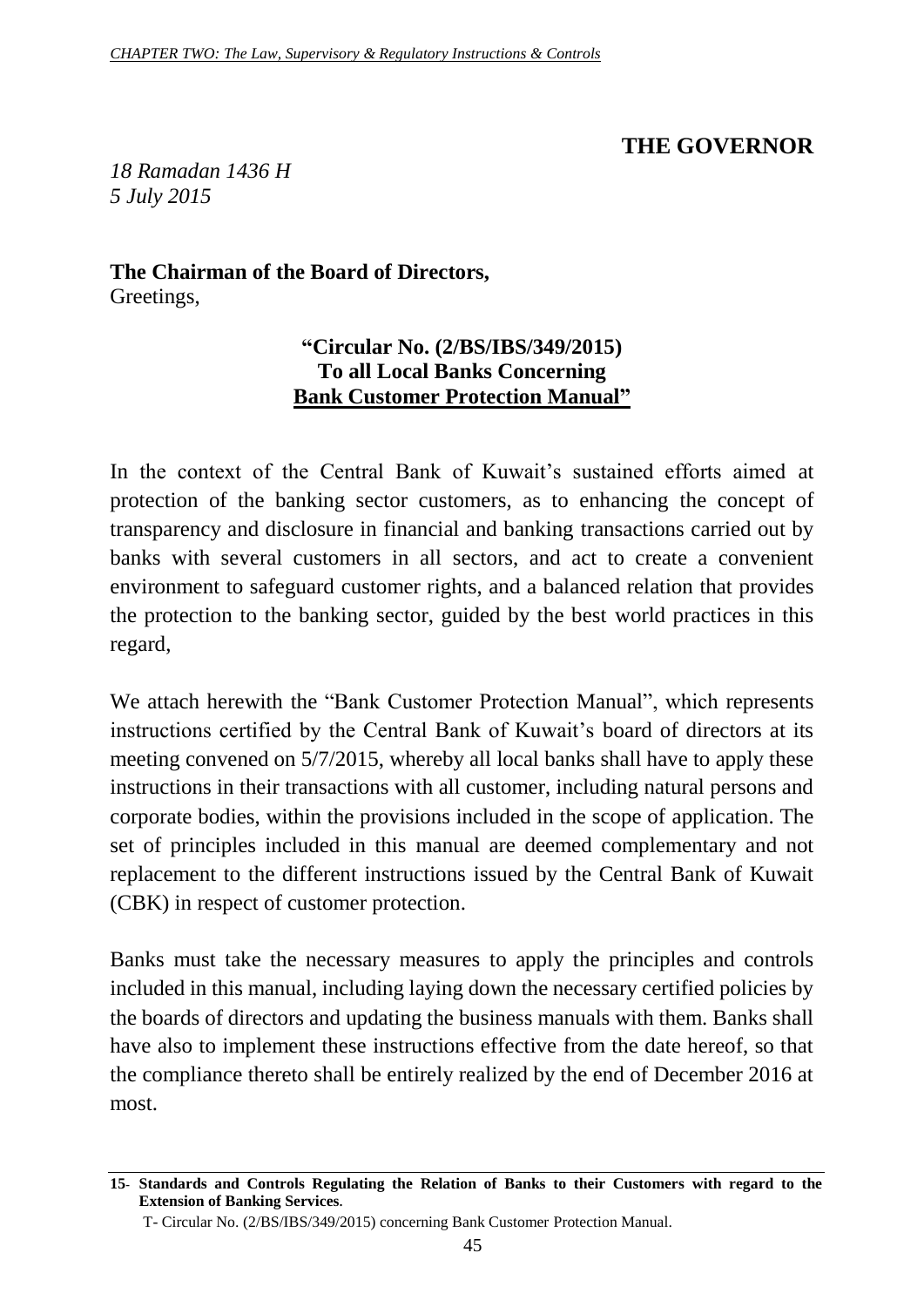**THE GOVERNOR**

*18 Ramadan 1436 H*
*5 July 2015*

**The Chairman of the Board of Directors,**
Greetings,

**"Circular No. (2/BS/IBS/349/2015)**
**To all Local Banks Concerning**
**Bank Customer Protection Manual"**

In the context of the Central Bank of Kuwait's sustained efforts aimed at protection of the banking sector customers, as to enhancing the concept of transparency and disclosure in financial and banking transactions carried out by banks with several customers in all sectors, and act to create a convenient environment to safeguard customer rights, and a balanced relation that provides the protection to the banking sector, guided by the best world practices in this regard,

We attach herewith the "Bank Customer Protection Manual", which represents instructions certified by the Central Bank of Kuwait's board of directors at its meeting convened on 5/7/2015, whereby all local banks shall have to apply these instructions in their transactions with all customer, including natural persons and corporate bodies, within the provisions included in the scope of application. The set of principles included in this manual are deemed complementary and not replacement to the different instructions issued by the Central Bank of Kuwait (CBK) in respect of customer protection.

Banks must take the necessary measures to apply the principles and controls included in this manual, including laying down the necessary certified policies by the boards of directors and updating the business manuals with them. Banks shall have also to implement these instructions effective from the date hereof, so that the compliance thereto shall be entirely realized by the end of December 2016 at most.

---

**15- Standards and Controls Regulating the Relation of Banks to their Customers with regard to the Extension of Banking Services.**

T- Circular No. (2/BS/IBS/349/2015) concerning Bank Customer Protection Manual.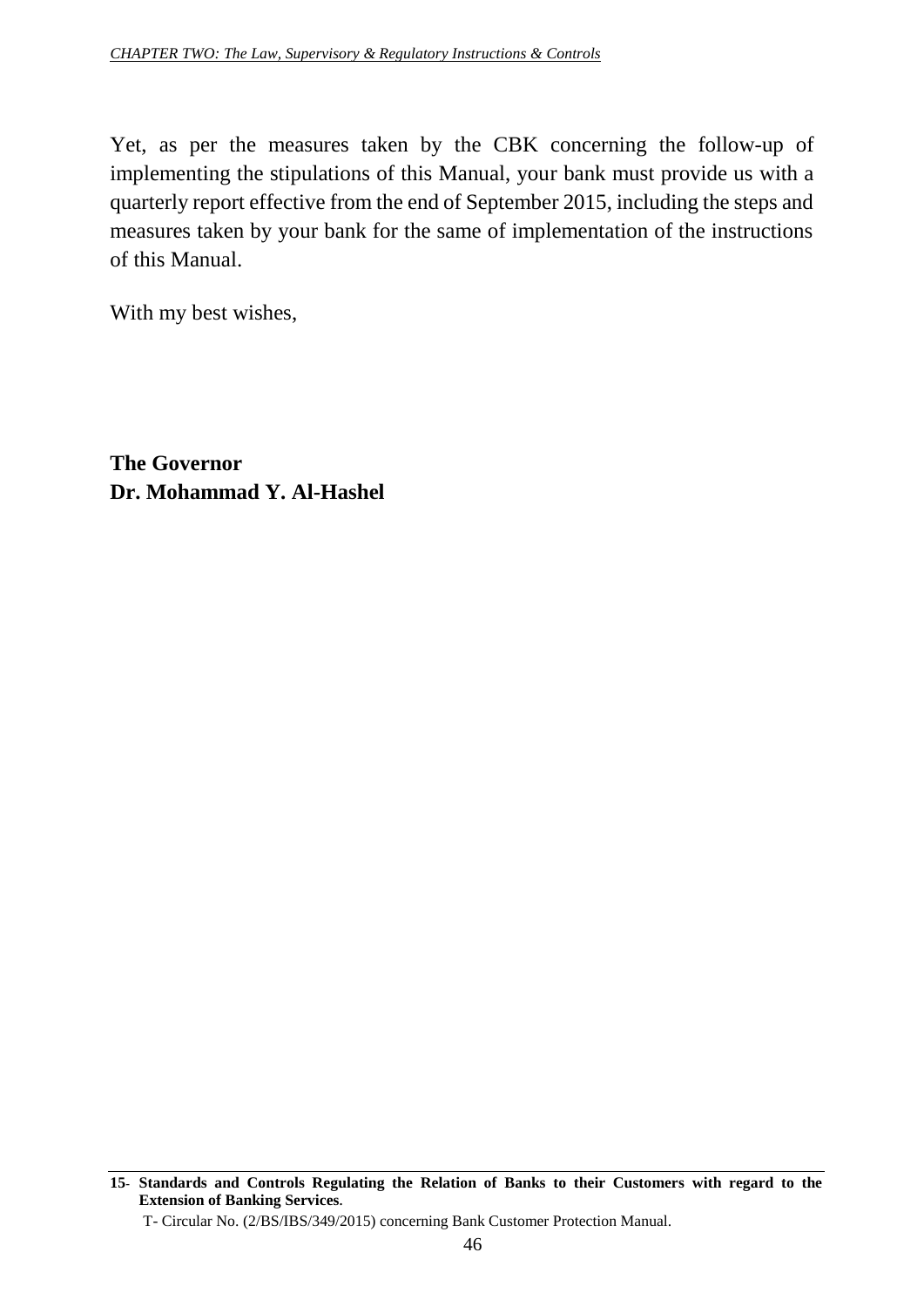Yet, as per the measures taken by the CBK concerning the follow-up of implementing the stipulations of this Manual, your bank must provide us with a quarterly report effective from the end of September 2015, including the steps and measures taken by your bank for the same of implementation of the instructions of this Manual.

With my best wishes,

**The Governor**
**Dr. Mohammad Y. Al-Hashel**

---

**15- Standards and Controls Regulating the Relation of Banks to their Customers with regard to the Extension of Banking Services.**

T- Circular No. (2/BS/IBS/349/2015) concerning Bank Customer Protection Manual.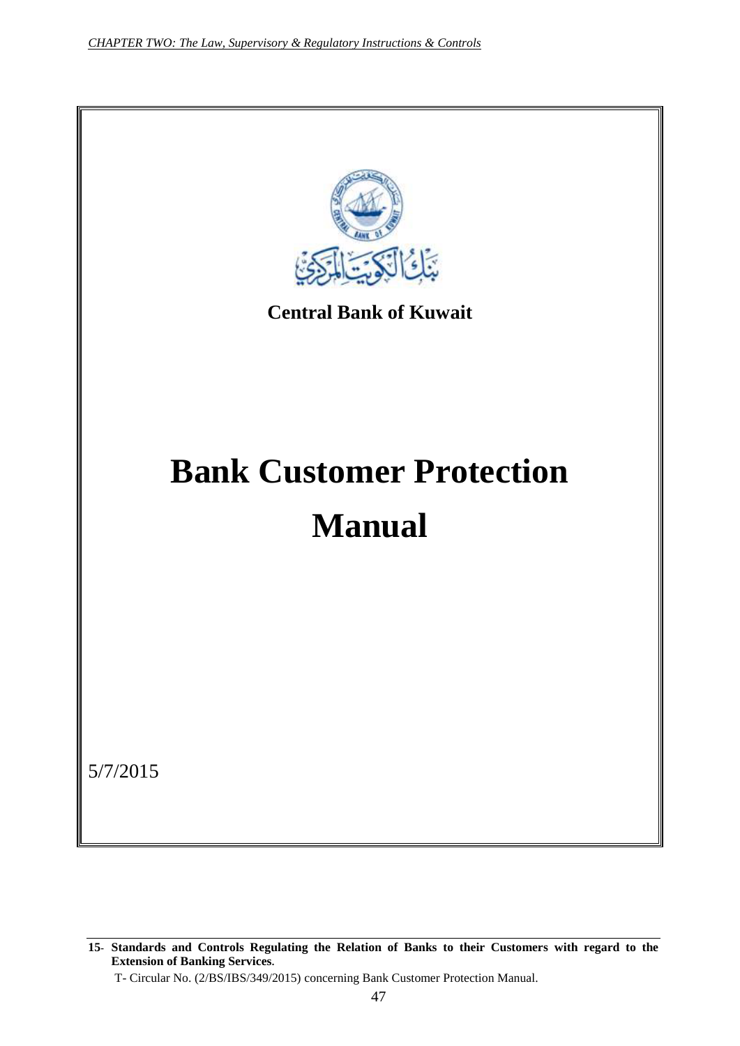Central Bank of Kuwait

# Bank Customer Protection Manual

5/7/2015

---

**15- Standards and Controls Regulating the Relation of Banks to their Customers with regard to the Extension of Banking Services.**

T- Circular No. (2/BS/IBS/349/2015) concerning Bank Customer Protection Manual.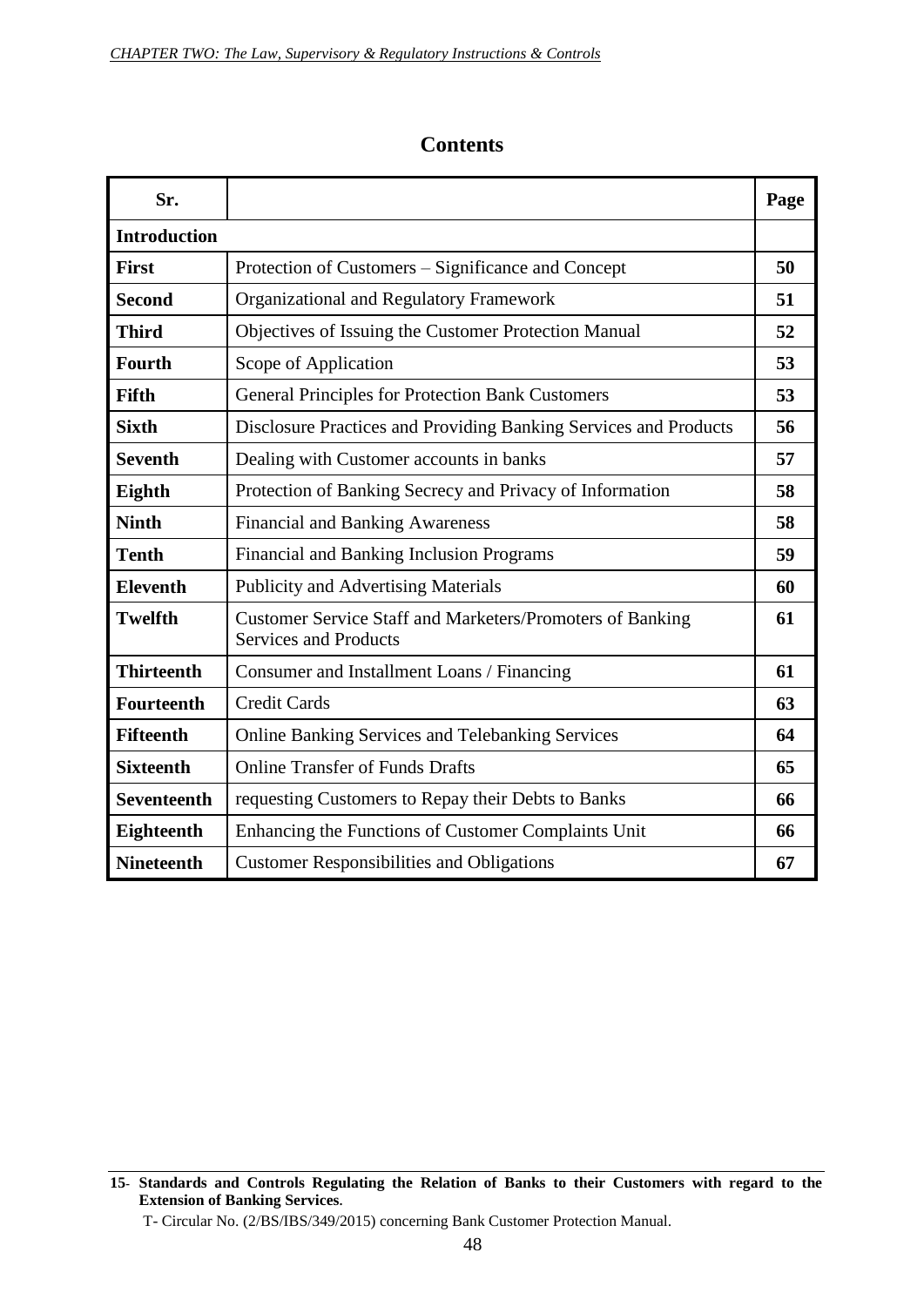## Contents

| Sr. | | Page |
|---|---|---|
| **Introduction** | | |
| **First** | Protection of Customers – Significance and Concept | **50** |
| **Second** | Organizational and Regulatory Framework | **51** |
| **Third** | Objectives of Issuing the Customer Protection Manual | **52** |
| **Fourth** | Scope of Application | **53** |
| **Fifth** | General Principles for Protection Bank Customers | **53** |
| **Sixth** | Disclosure Practices and Providing Banking Services and Products | **56** |
| **Seventh** | Dealing with Customer accounts in banks | **57** |
| **Eighth** | Protection of Banking Secrecy and Privacy of Information | **58** |
| **Ninth** | Financial and Banking Awareness | **58** |
| **Tenth** | Financial and Banking Inclusion Programs | **59** |
| **Eleventh** | Publicity and Advertising Materials | **60** |
| **Twelfth** | Customer Service Staff and Marketers/Promoters of Banking Services and Products | **61** |
| **Thirteenth** | Consumer and Installment Loans / Financing | **61** |
| **Fourteenth** | Credit Cards | **63** |
| **Fifteenth** | Online Banking Services and Telebanking Services | **64** |
| **Sixteenth** | Online Transfer of Funds Drafts | **65** |
| **Seventeenth** | requesting Customers to Repay their Debts to Banks | **66** |
| **Eighteenth** | Enhancing the Functions of Customer Complaints Unit | **66** |
| **Nineteenth** | Customer Responsibilities and Obligations | **67** |

---

**15- Standards and Controls Regulating the Relation of Banks to their Customers with regard to the Extension of Banking Services.**

T- Circular No. (2/BS/IBS/349/2015) concerning Bank Customer Protection Manual.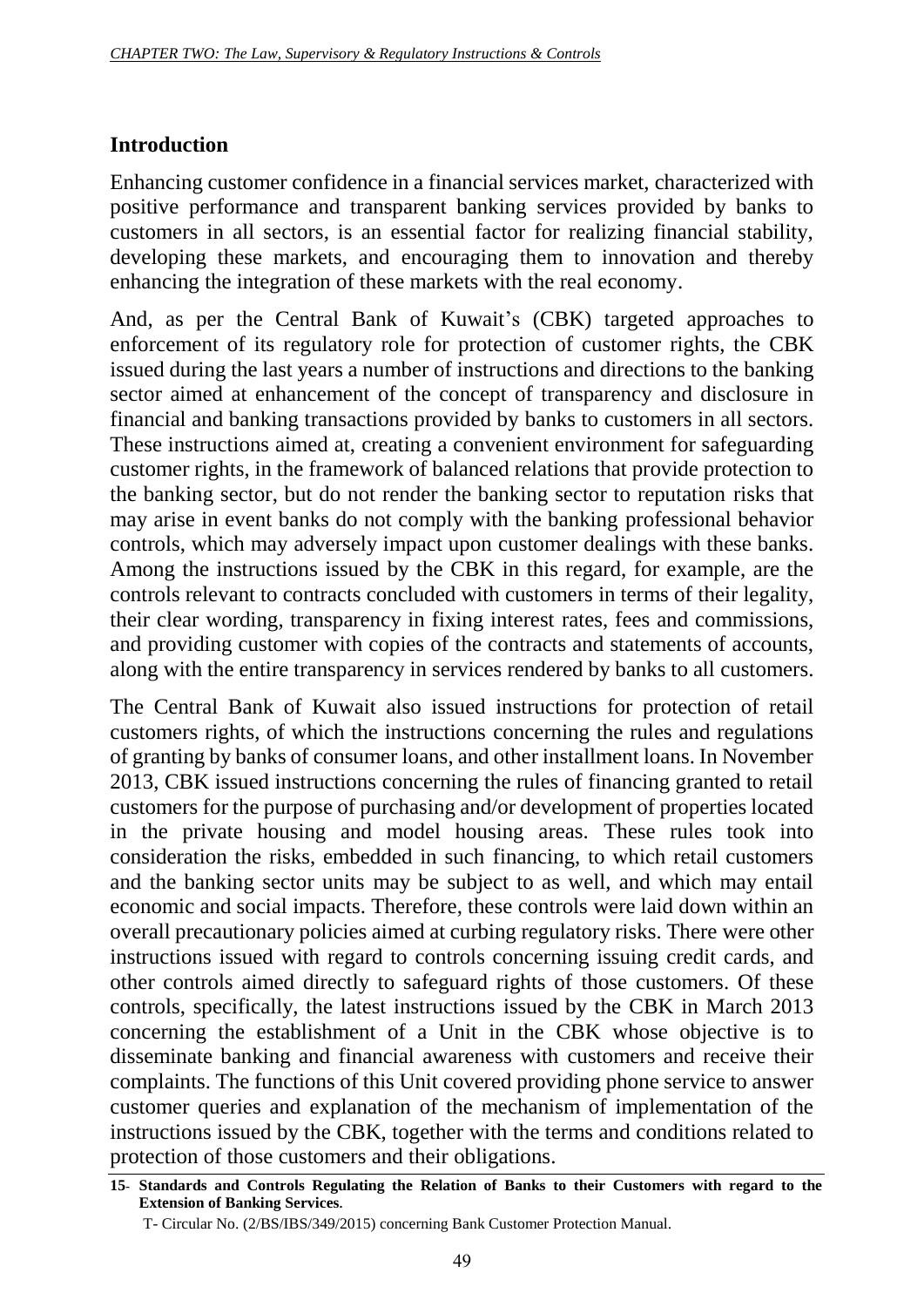## Introduction

Enhancing customer confidence in a financial services market, characterized with positive performance and transparent banking services provided by banks to customers in all sectors, is an essential factor for realizing financial stability, developing these markets, and encouraging them to innovation and thereby enhancing the integration of these markets with the real economy.

And, as per the Central Bank of Kuwait's (CBK) targeted approaches to enforcement of its regulatory role for protection of customer rights, the CBK issued during the last years a number of instructions and directions to the banking sector aimed at enhancement of the concept of transparency and disclosure in financial and banking transactions provided by banks to customers in all sectors. These instructions aimed at, creating a convenient environment for safeguarding customer rights, in the framework of balanced relations that provide protection to the banking sector, but do not render the banking sector to reputation risks that may arise in event banks do not comply with the banking professional behavior controls, which may adversely impact upon customer dealings with these banks. Among the instructions issued by the CBK in this regard, for example, are the controls relevant to contracts concluded with customers in terms of their legality, their clear wording, transparency in fixing interest rates, fees and commissions, and providing customer with copies of the contracts and statements of accounts, along with the entire transparency in services rendered by banks to all customers.

The Central Bank of Kuwait also issued instructions for protection of retail customers rights, of which the instructions concerning the rules and regulations of granting by banks of consumer loans, and other installment loans. In November 2013, CBK issued instructions concerning the rules of financing granted to retail customers for the purpose of purchasing and/or development of properties located in the private housing and model housing areas. These rules took into consideration the risks, embedded in such financing, to which retail customers and the banking sector units may be subject to as well, and which may entail economic and social impacts. Therefore, these controls were laid down within an overall precautionary policies aimed at curbing regulatory risks. There were other instructions issued with regard to controls concerning issuing credit cards, and other controls aimed directly to safeguard rights of those customers. Of these controls, specifically, the latest instructions issued by the CBK in March 2013 concerning the establishment of a Unit in the CBK whose objective is to disseminate banking and financial awareness with customers and receive their complaints. The functions of this Unit covered providing phone service to answer customer queries and explanation of the mechanism of implementation of the instructions issued by the CBK, together with the terms and conditions related to protection of those customers and their obligations.

---

**15- Standards and Controls Regulating the Relation of Banks to their Customers with regard to the Extension of Banking Services.**

T- Circular No. (2/BS/IBS/349/2015) concerning Bank Customer Protection Manual.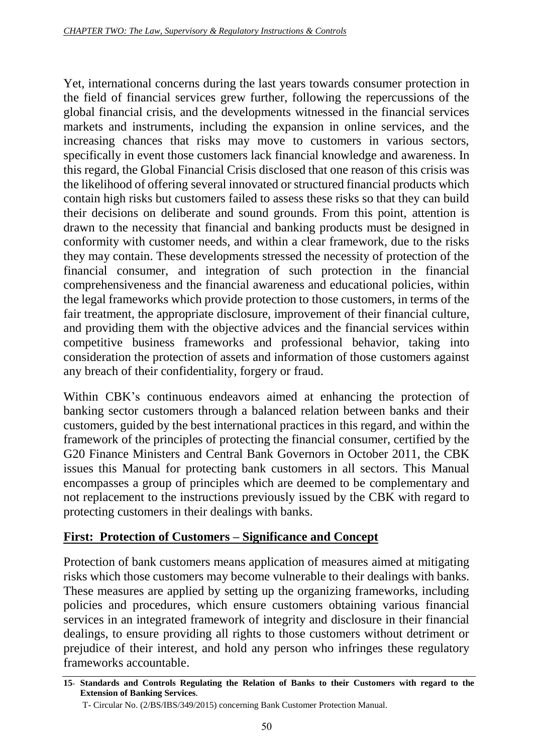Yet, international concerns during the last years towards consumer protection in the field of financial services grew further, following the repercussions of the global financial crisis, and the developments witnessed in the financial services markets and instruments, including the expansion in online services, and the increasing chances that risks may move to customers in various sectors, specifically in event those customers lack financial knowledge and awareness. In this regard, the Global Financial Crisis disclosed that one reason of this crisis was the likelihood of offering several innovated or structured financial products which contain high risks but customers failed to assess these risks so that they can build their decisions on deliberate and sound grounds. From this point, attention is drawn to the necessity that financial and banking products must be designed in conformity with customer needs, and within a clear framework, due to the risks they may contain. These developments stressed the necessity of protection of the financial consumer, and integration of such protection in the financial comprehensiveness and the financial awareness and educational policies, within the legal frameworks which provide protection to those customers, in terms of the fair treatment, the appropriate disclosure, improvement of their financial culture, and providing them with the objective advices and the financial services within competitive business frameworks and professional behavior, taking into consideration the protection of assets and information of those customers against any breach of their confidentiality, forgery or fraud.

Within CBK's continuous endeavors aimed at enhancing the protection of banking sector customers through a balanced relation between banks and their customers, guided by the best international practices in this regard, and within the framework of the principles of protecting the financial consumer, certified by the G20 Finance Ministers and Central Bank Governors in October 2011, the CBK issues this Manual for protecting bank customers in all sectors. This Manual encompasses a group of principles which are deemed to be complementary and not replacement to the instructions previously issued by the CBK with regard to protecting customers in their dealings with banks.

## First: Protection of Customers – Significance and Concept

Protection of bank customers means application of measures aimed at mitigating risks which those customers may become vulnerable to their dealings with banks. These measures are applied by setting up the organizing frameworks, including policies and procedures, which ensure customers obtaining various financial services in an integrated framework of integrity and disclosure in their financial dealings, to ensure providing all rights to those customers without detriment or prejudice of their interest, and hold any person who infringes these regulatory frameworks accountable.

---

**15- Standards and Controls Regulating the Relation of Banks to their Customers with regard to the Extension of Banking Services.**

T- Circular No. (2/BS/IBS/349/2015) concerning Bank Customer Protection Manual.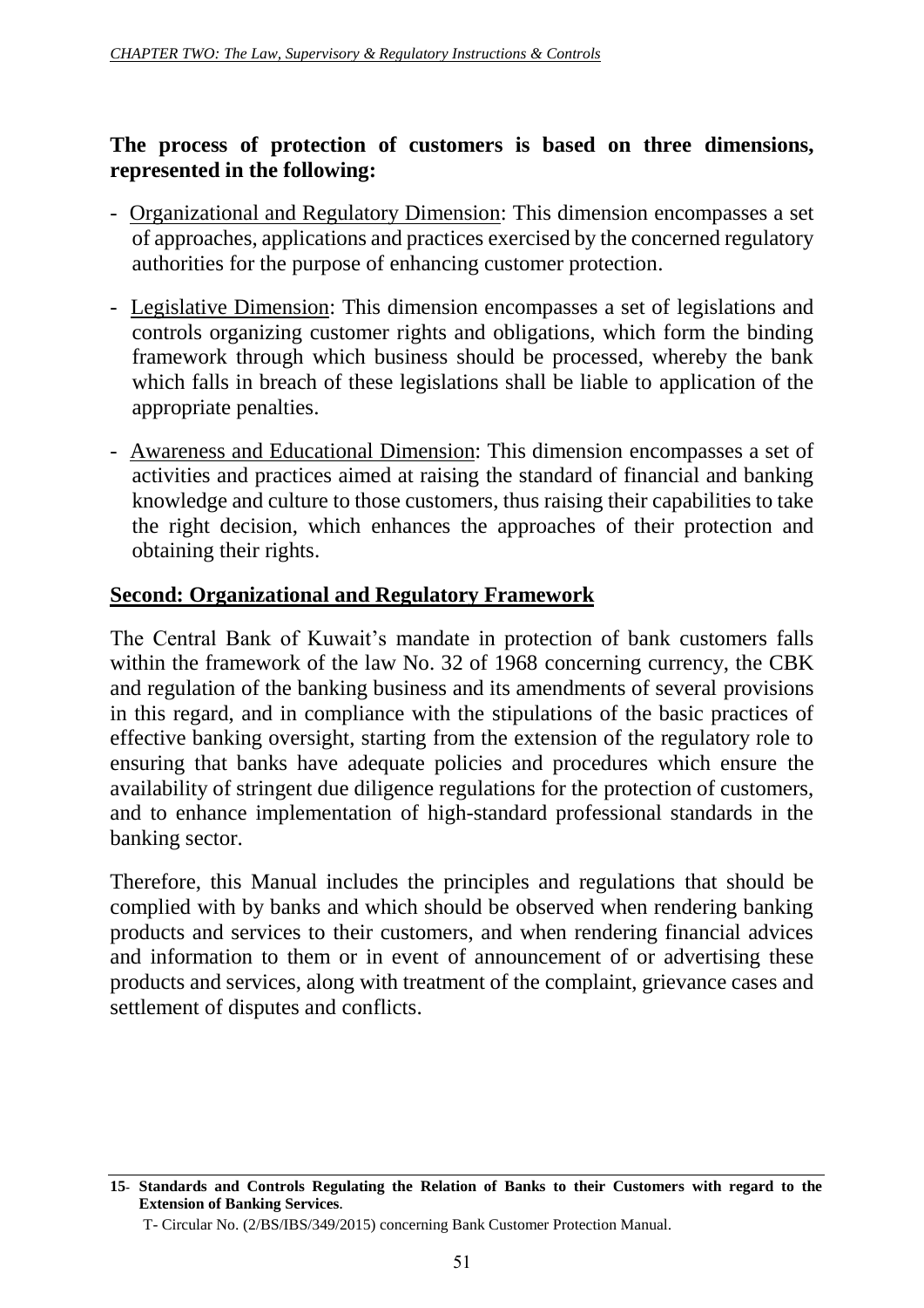**The process of protection of customers is based on three dimensions, represented in the following:**

- Organizational and Regulatory Dimension: This dimension encompasses a set of approaches, applications and practices exercised by the concerned regulatory authorities for the purpose of enhancing customer protection.
- Legislative Dimension: This dimension encompasses a set of legislations and controls organizing customer rights and obligations, which form the binding framework through which business should be processed, whereby the bank which falls in breach of these legislations shall be liable to application of the appropriate penalties.
- Awareness and Educational Dimension: This dimension encompasses a set of activities and practices aimed at raising the standard of financial and banking knowledge and culture to those customers, thus raising their capabilities to take the right decision, which enhances the approaches of their protection and obtaining their rights.

## Second: Organizational and Regulatory Framework

The Central Bank of Kuwait's mandate in protection of bank customers falls within the framework of the law No. 32 of 1968 concerning currency, the CBK and regulation of the banking business and its amendments of several provisions in this regard, and in compliance with the stipulations of the basic practices of effective banking oversight, starting from the extension of the regulatory role to ensuring that banks have adequate policies and procedures which ensure the availability of stringent due diligence regulations for the protection of customers, and to enhance implementation of high-standard professional standards in the banking sector.

Therefore, this Manual includes the principles and regulations that should be complied with by banks and which should be observed when rendering banking products and services to their customers, and when rendering financial advices and information to them or in event of announcement of or advertising these products and services, along with treatment of the complaint, grievance cases and settlement of disputes and conflicts.

---

**15- Standards and Controls Regulating the Relation of Banks to their Customers with regard to the Extension of Banking Services.**

T- Circular No. (2/BS/IBS/349/2015) concerning Bank Customer Protection Manual.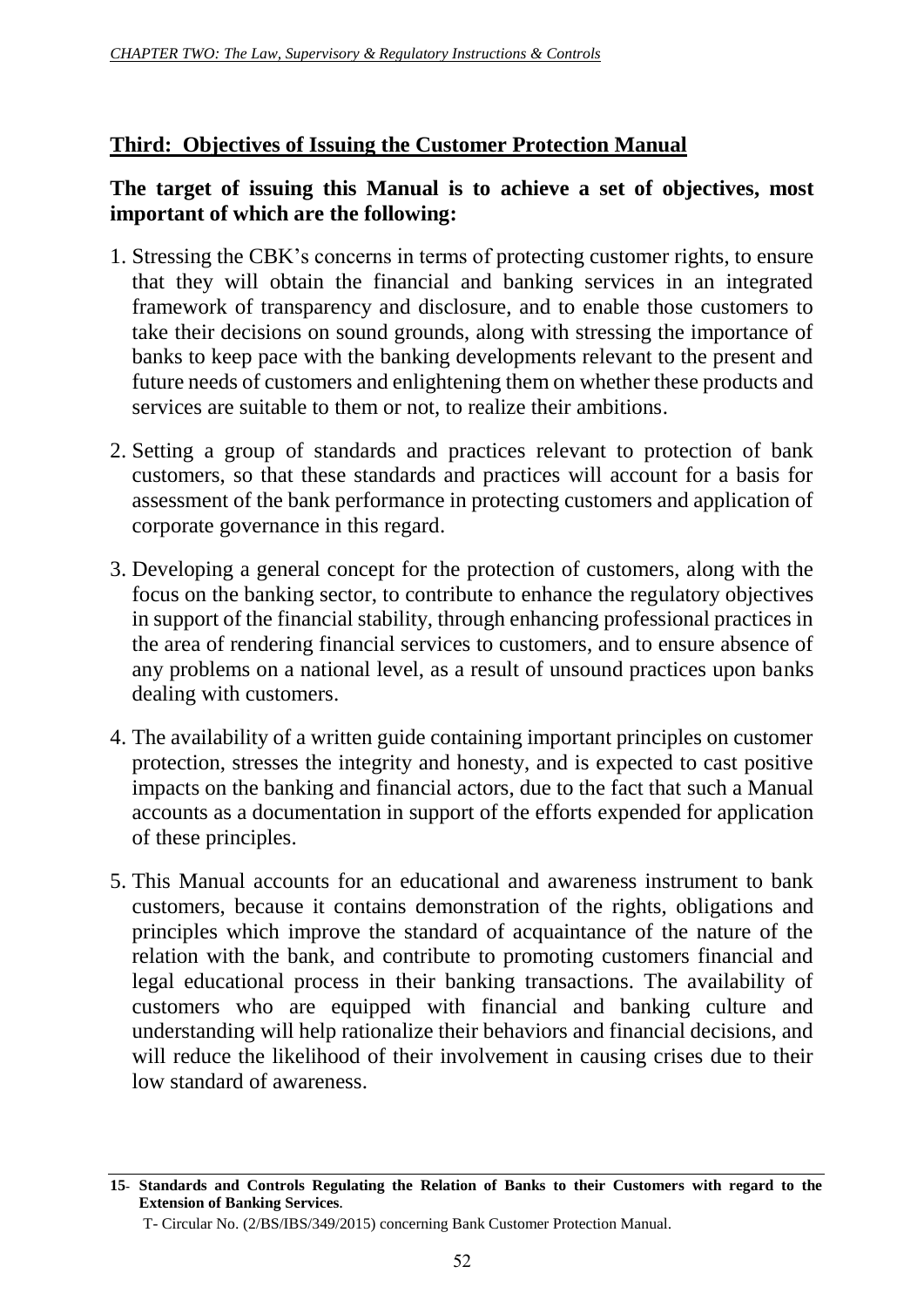## Third: Objectives of Issuing the Customer Protection Manual

**The target of issuing this Manual is to achieve a set of objectives, most important of which are the following:**

1. Stressing the CBK's concerns in terms of protecting customer rights, to ensure that they will obtain the financial and banking services in an integrated framework of transparency and disclosure, and to enable those customers to take their decisions on sound grounds, along with stressing the importance of banks to keep pace with the banking developments relevant to the present and future needs of customers and enlightening them on whether these products and services are suitable to them or not, to realize their ambitions.

2. Setting a group of standards and practices relevant to protection of bank customers, so that these standards and practices will account for a basis for assessment of the bank performance in protecting customers and application of corporate governance in this regard.

3. Developing a general concept for the protection of customers, along with the focus on the banking sector, to contribute to enhance the regulatory objectives in support of the financial stability, through enhancing professional practices in the area of rendering financial services to customers, and to ensure absence of any problems on a national level, as a result of unsound practices upon banks dealing with customers.

4. The availability of a written guide containing important principles on customer protection, stresses the integrity and honesty, and is expected to cast positive impacts on the banking and financial actors, due to the fact that such a Manual accounts as a documentation in support of the efforts expended for application of these principles.

5. This Manual accounts for an educational and awareness instrument to bank customers, because it contains demonstration of the rights, obligations and principles which improve the standard of acquaintance of the nature of the relation with the bank, and contribute to promoting customers financial and legal educational process in their banking transactions. The availability of customers who are equipped with financial and banking culture and understanding will help rationalize their behaviors and financial decisions, and will reduce the likelihood of their involvement in causing crises due to their low standard of awareness.

---

**15- Standards and Controls Regulating the Relation of Banks to their Customers with regard to the Extension of Banking Services.**

T- Circular No. (2/BS/IBS/349/2015) concerning Bank Customer Protection Manual.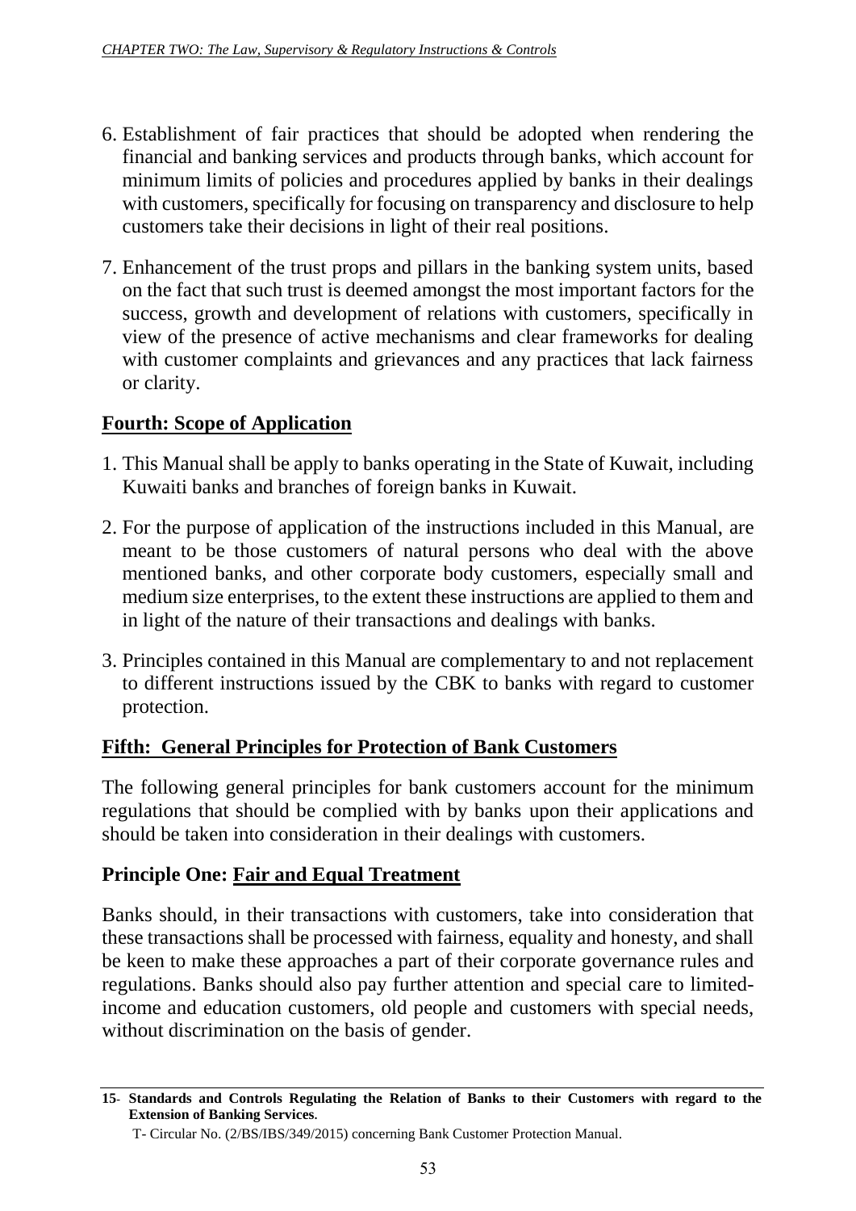6. Establishment of fair practices that should be adopted when rendering the financial and banking services and products through banks, which account for minimum limits of policies and procedures applied by banks in their dealings with customers, specifically for focusing on transparency and disclosure to help customers take their decisions in light of their real positions.

7. Enhancement of the trust props and pillars in the banking system units, based on the fact that such trust is deemed amongst the most important factors for the success, growth and development of relations with customers, specifically in view of the presence of active mechanisms and clear frameworks for dealing with customer complaints and grievances and any practices that lack fairness or clarity.

## Fourth: Scope of Application

1. This Manual shall be apply to banks operating in the State of Kuwait, including Kuwaiti banks and branches of foreign banks in Kuwait.

2. For the purpose of application of the instructions included in this Manual, are meant to be those customers of natural persons who deal with the above mentioned banks, and other corporate body customers, especially small and medium size enterprises, to the extent these instructions are applied to them and in light of the nature of their transactions and dealings with banks.

3. Principles contained in this Manual are complementary to and not replacement to different instructions issued by the CBK to banks with regard to customer protection.

## Fifth: General Principles for Protection of Bank Customers

The following general principles for bank customers account for the minimum regulations that should be complied with by banks upon their applications and should be taken into consideration in their dealings with customers.

### Principle One: Fair and Equal Treatment

Banks should, in their transactions with customers, take into consideration that these transactions shall be processed with fairness, equality and honesty, and shall be keen to make these approaches a part of their corporate governance rules and regulations. Banks should also pay further attention and special care to limited-income and education customers, old people and customers with special needs, without discrimination on the basis of gender.

---

**15- Standards and Controls Regulating the Relation of Banks to their Customers with regard to the Extension of Banking Services.**

T- Circular No. (2/BS/IBS/349/2015) concerning Bank Customer Protection Manual.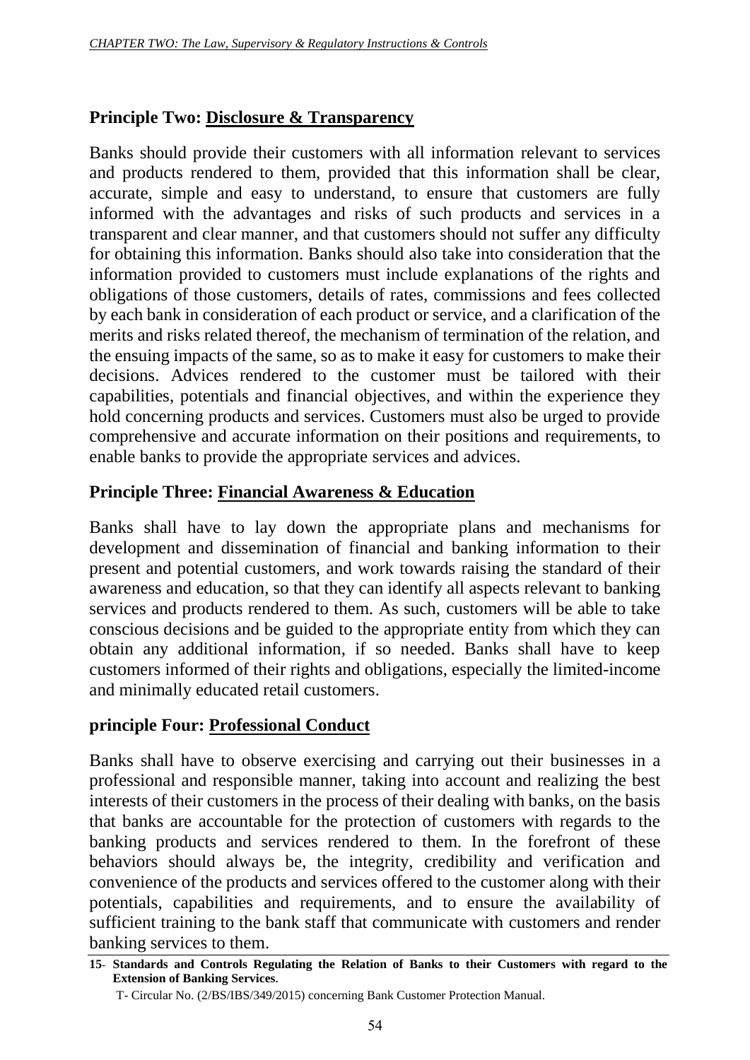## Principle Two: <u>Disclosure & Transparency</u>

Banks should provide their customers with all information relevant to services and products rendered to them, provided that this information shall be clear, accurate, simple and easy to understand, to ensure that customers are fully informed with the advantages and risks of such products and services in a transparent and clear manner, and that customers should not suffer any difficulty for obtaining this information. Banks should also take into consideration that the information provided to customers must include explanations of the rights and obligations of those customers, details of rates, commissions and fees collected by each bank in consideration of each product or service, and a clarification of the merits and risks related thereof, the mechanism of termination of the relation, and the ensuing impacts of the same, so as to make it easy for customers to make their decisions. Advices rendered to the customer must be tailored with their capabilities, potentials and financial objectives, and within the experience they hold concerning products and services. Customers must also be urged to provide comprehensive and accurate information on their positions and requirements, to enable banks to provide the appropriate services and advices.

## Principle Three: <u>Financial Awareness & Education</u>

Banks shall have to lay down the appropriate plans and mechanisms for development and dissemination of financial and banking information to their present and potential customers, and work towards raising the standard of their awareness and education, so that they can identify all aspects relevant to banking services and products rendered to them. As such, customers will be able to take conscious decisions and be guided to the appropriate entity from which they can obtain any additional information, if so needed. Banks shall have to keep customers informed of their rights and obligations, especially the limited-income and minimally educated retail customers.

## principle Four: <u>Professional Conduct</u>

Banks shall have to observe exercising and carrying out their businesses in a professional and responsible manner, taking into account and realizing the best interests of their customers in the process of their dealing with banks, on the basis that banks are accountable for the protection of customers with regards to the banking products and services rendered to them. In the forefront of these behaviors should always be, the integrity, credibility and verification and convenience of the products and services offered to the customer along with their potentials, capabilities and requirements, and to ensure the availability of sufficient training to the bank staff that communicate with customers and render banking services to them.

---

**15- Standards and Controls Regulating the Relation of Banks to their Customers with regard to the Extension of Banking Services.**

T- Circular No. (2/BS/IBS/349/2015) concerning Bank Customer Protection Manual.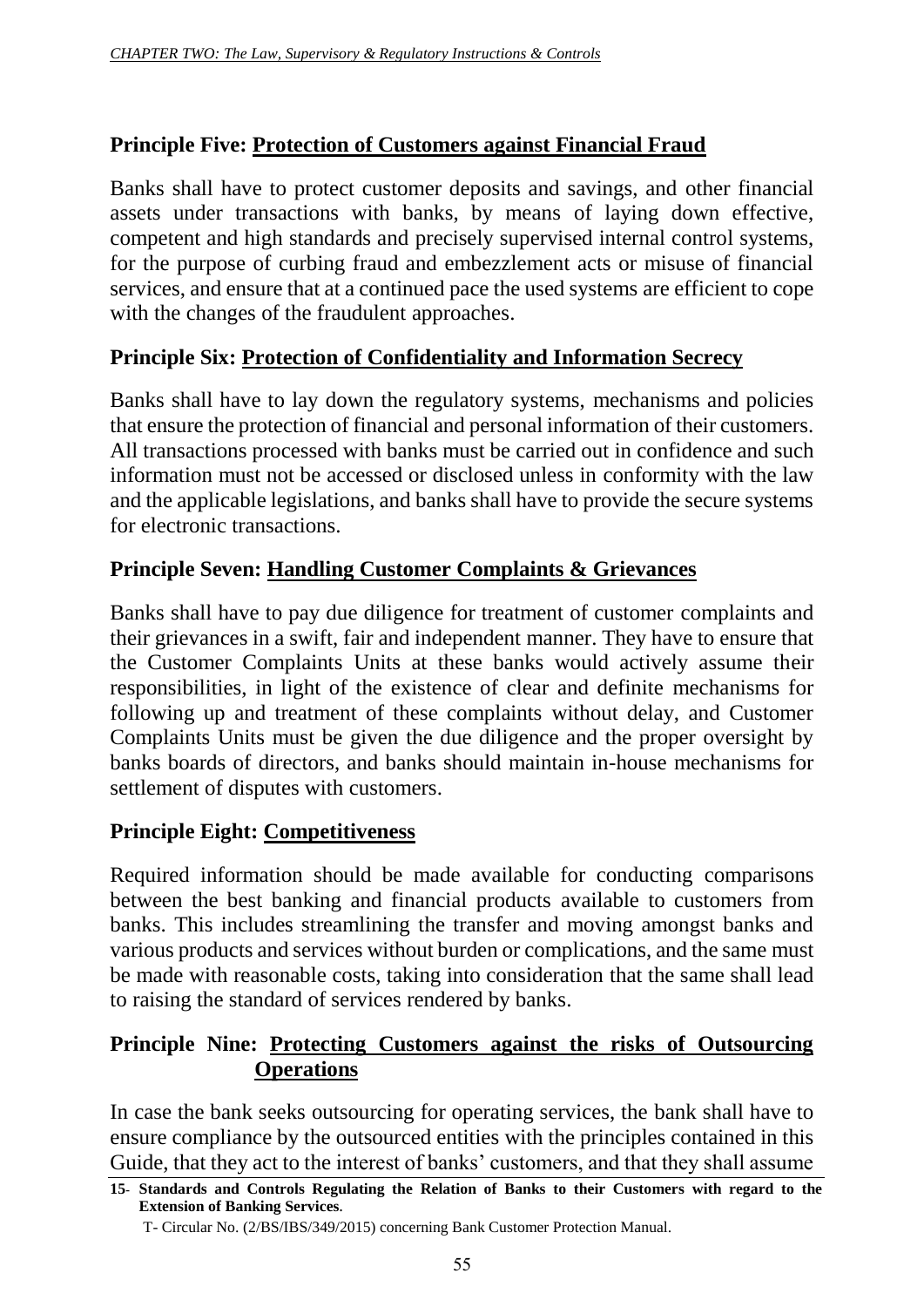## Principle Five: Protection of Customers against Financial Fraud

Banks shall have to protect customer deposits and savings, and other financial assets under transactions with banks, by means of laying down effective, competent and high standards and precisely supervised internal control systems, for the purpose of curbing fraud and embezzlement acts or misuse of financial services, and ensure that at a continued pace the used systems are efficient to cope with the changes of the fraudulent approaches.

## Principle Six: Protection of Confidentiality and Information Secrecy

Banks shall have to lay down the regulatory systems, mechanisms and policies that ensure the protection of financial and personal information of their customers. All transactions processed with banks must be carried out in confidence and such information must not be accessed or disclosed unless in conformity with the law and the applicable legislations, and banks shall have to provide the secure systems for electronic transactions.

## Principle Seven: Handling Customer Complaints & Grievances

Banks shall have to pay due diligence for treatment of customer complaints and their grievances in a swift, fair and independent manner. They have to ensure that the Customer Complaints Units at these banks would actively assume their responsibilities, in light of the existence of clear and definite mechanisms for following up and treatment of these complaints without delay, and Customer Complaints Units must be given the due diligence and the proper oversight by banks boards of directors, and banks should maintain in-house mechanisms for settlement of disputes with customers.

## Principle Eight: Competitiveness

Required information should be made available for conducting comparisons between the best banking and financial products available to customers from banks. This includes streamlining the transfer and moving amongst banks and various products and services without burden or complications, and the same must be made with reasonable costs, taking into consideration that the same shall lead to raising the standard of services rendered by banks.

## Principle Nine: Protecting Customers against the risks of Outsourcing Operations

In case the bank seeks outsourcing for operating services, the bank shall have to ensure compliance by the outsourced entities with the principles contained in this Guide, that they act to the interest of banks' customers, and that they shall assume

---

**15- Standards and Controls Regulating the Relation of Banks to their Customers with regard to the Extension of Banking Services.**

T- Circular No. (2/BS/IBS/349/2015) concerning Bank Customer Protection Manual.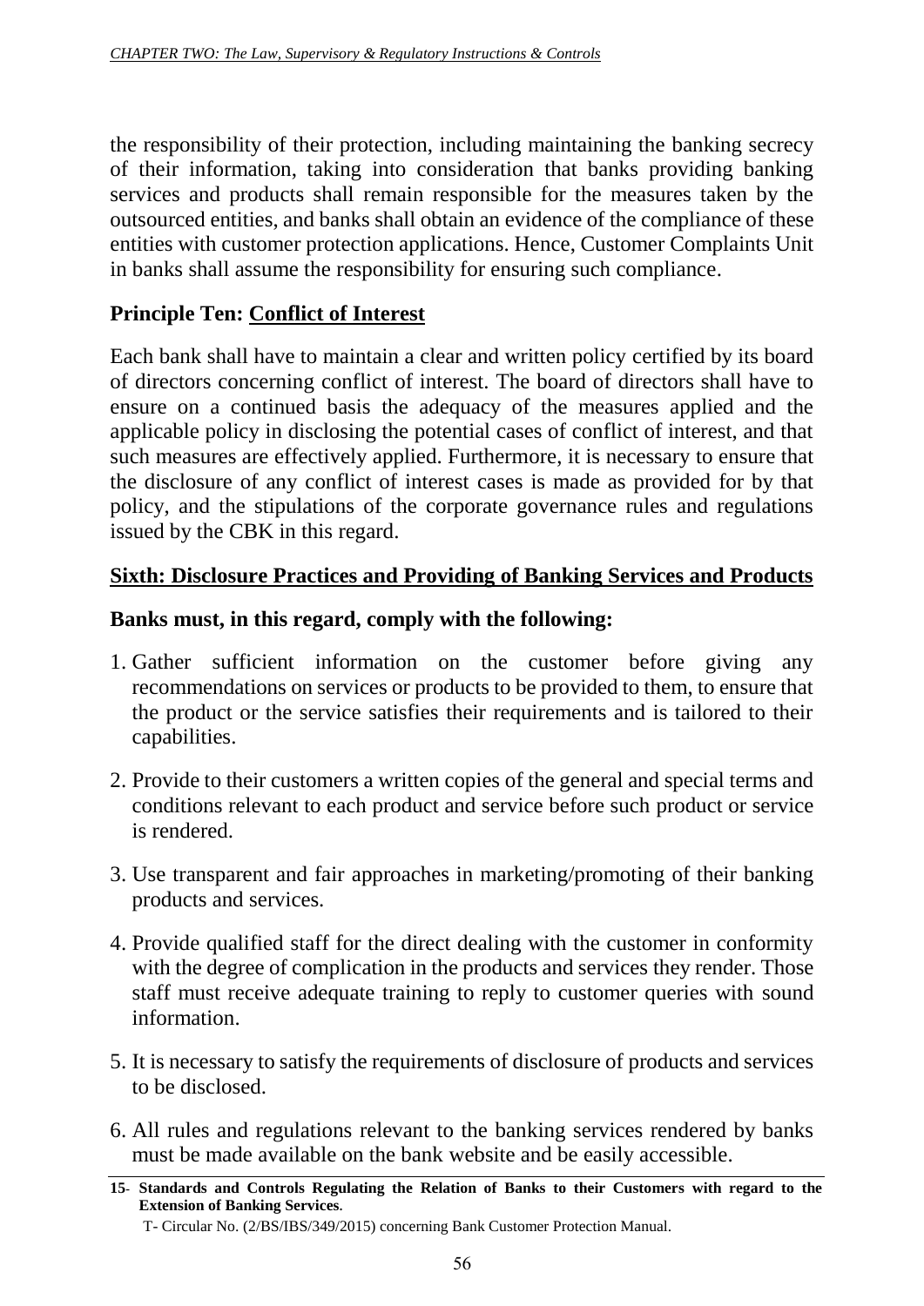the responsibility of their protection, including maintaining the banking secrecy of their information, taking into consideration that banks providing banking services and products shall remain responsible for the measures taken by the outsourced entities, and banks shall obtain an evidence of the compliance of these entities with customer protection applications. Hence, Customer Complaints Unit in banks shall assume the responsibility for ensuring such compliance.

### Principle Ten: Conflict of Interest

Each bank shall have to maintain a clear and written policy certified by its board of directors concerning conflict of interest. The board of directors shall have to ensure on a continued basis the adequacy of the measures applied and the applicable policy in disclosing the potential cases of conflict of interest, and that such measures are effectively applied. Furthermore, it is necessary to ensure that the disclosure of any conflict of interest cases is made as provided for by that policy, and the stipulations of the corporate governance rules and regulations issued by the CBK in this regard.

### Sixth: Disclosure Practices and Providing of Banking Services and Products

**Banks must, in this regard, comply with the following:**

1. Gather sufficient information on the customer before giving any recommendations on services or products to be provided to them, to ensure that the product or the service satisfies their requirements and is tailored to their capabilities.
2. Provide to their customers a written copies of the general and special terms and conditions relevant to each product and service before such product or service is rendered.
3. Use transparent and fair approaches in marketing/promoting of their banking products and services.
4. Provide qualified staff for the direct dealing with the customer in conformity with the degree of complication in the products and services they render. Those staff must receive adequate training to reply to customer queries with sound information.
5. It is necessary to satisfy the requirements of disclosure of products and services to be disclosed.
6. All rules and regulations relevant to the banking services rendered by banks must be made available on the bank website and be easily accessible.

---

**15- Standards and Controls Regulating the Relation of Banks to their Customers with regard to the Extension of Banking Services.**

T- Circular No. (2/BS/IBS/349/2015) concerning Bank Customer Protection Manual.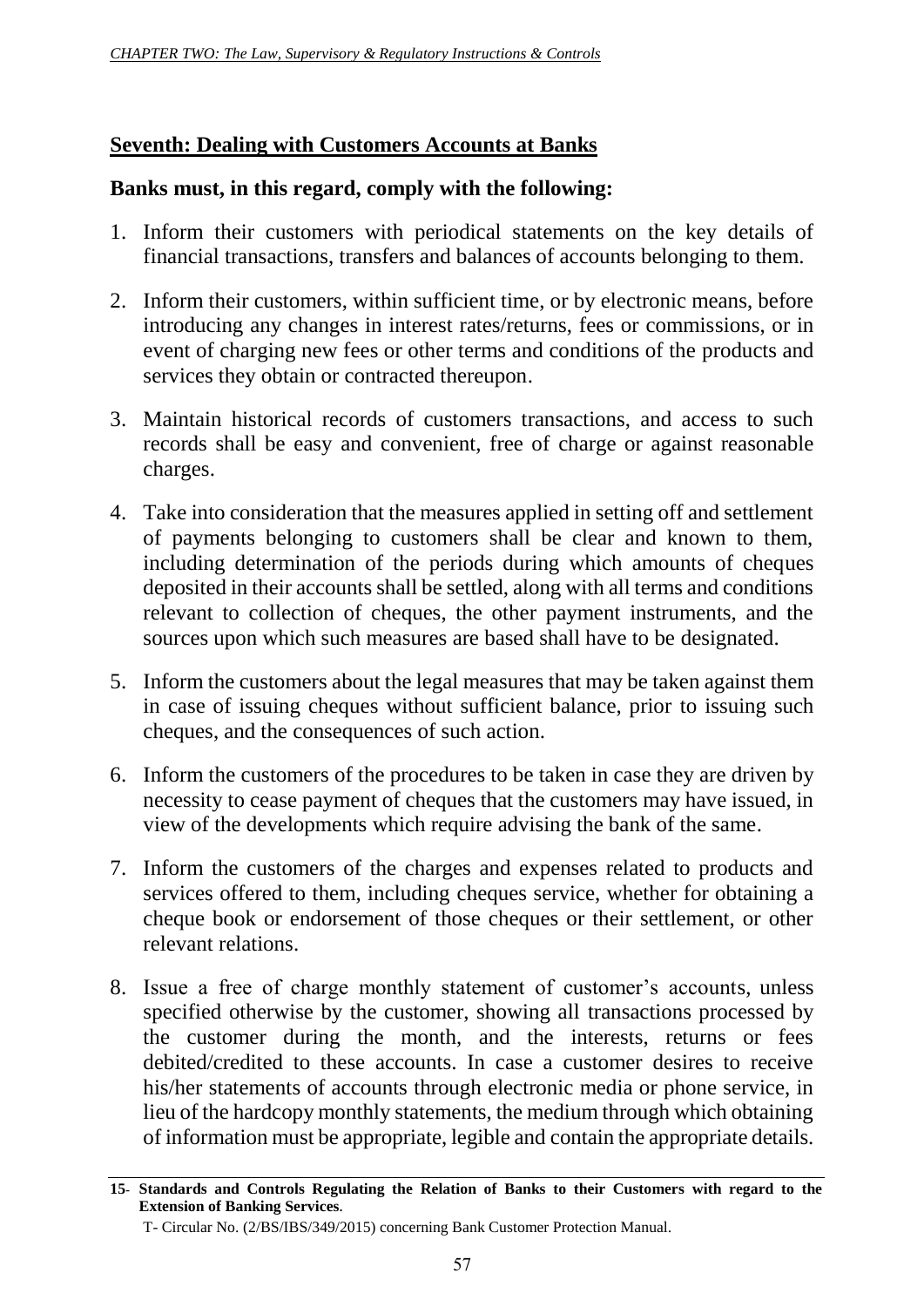## Seventh: Dealing with Customers Accounts at Banks

**Banks must, in this regard, comply with the following:**

1. Inform their customers with periodical statements on the key details of financial transactions, transfers and balances of accounts belonging to them.
2. Inform their customers, within sufficient time, or by electronic means, before introducing any changes in interest rates/returns, fees or commissions, or in event of charging new fees or other terms and conditions of the products and services they obtain or contracted thereupon.
3. Maintain historical records of customers transactions, and access to such records shall be easy and convenient, free of charge or against reasonable charges.
4. Take into consideration that the measures applied in setting off and settlement of payments belonging to customers shall be clear and known to them, including determination of the periods during which amounts of cheques deposited in their accounts shall be settled, along with all terms and conditions relevant to collection of cheques, the other payment instruments, and the sources upon which such measures are based shall have to be designated.
5. Inform the customers about the legal measures that may be taken against them in case of issuing cheques without sufficient balance, prior to issuing such cheques, and the consequences of such action.
6. Inform the customers of the procedures to be taken in case they are driven by necessity to cease payment of cheques that the customers may have issued, in view of the developments which require advising the bank of the same.
7. Inform the customers of the charges and expenses related to products and services offered to them, including cheques service, whether for obtaining a cheque book or endorsement of those cheques or their settlement, or other relevant relations.
8. Issue a free of charge monthly statement of customer's accounts, unless specified otherwise by the customer, showing all transactions processed by the customer during the month, and the interests, returns or fees debited/credited to these accounts. In case a customer desires to receive his/her statements of accounts through electronic media or phone service, in lieu of the hardcopy monthly statements, the medium through which obtaining of information must be appropriate, legible and contain the appropriate details.

---

**15- Standards and Controls Regulating the Relation of Banks to their Customers with regard to the Extension of Banking Services.**

T- Circular No. (2/BS/IBS/349/2015) concerning Bank Customer Protection Manual.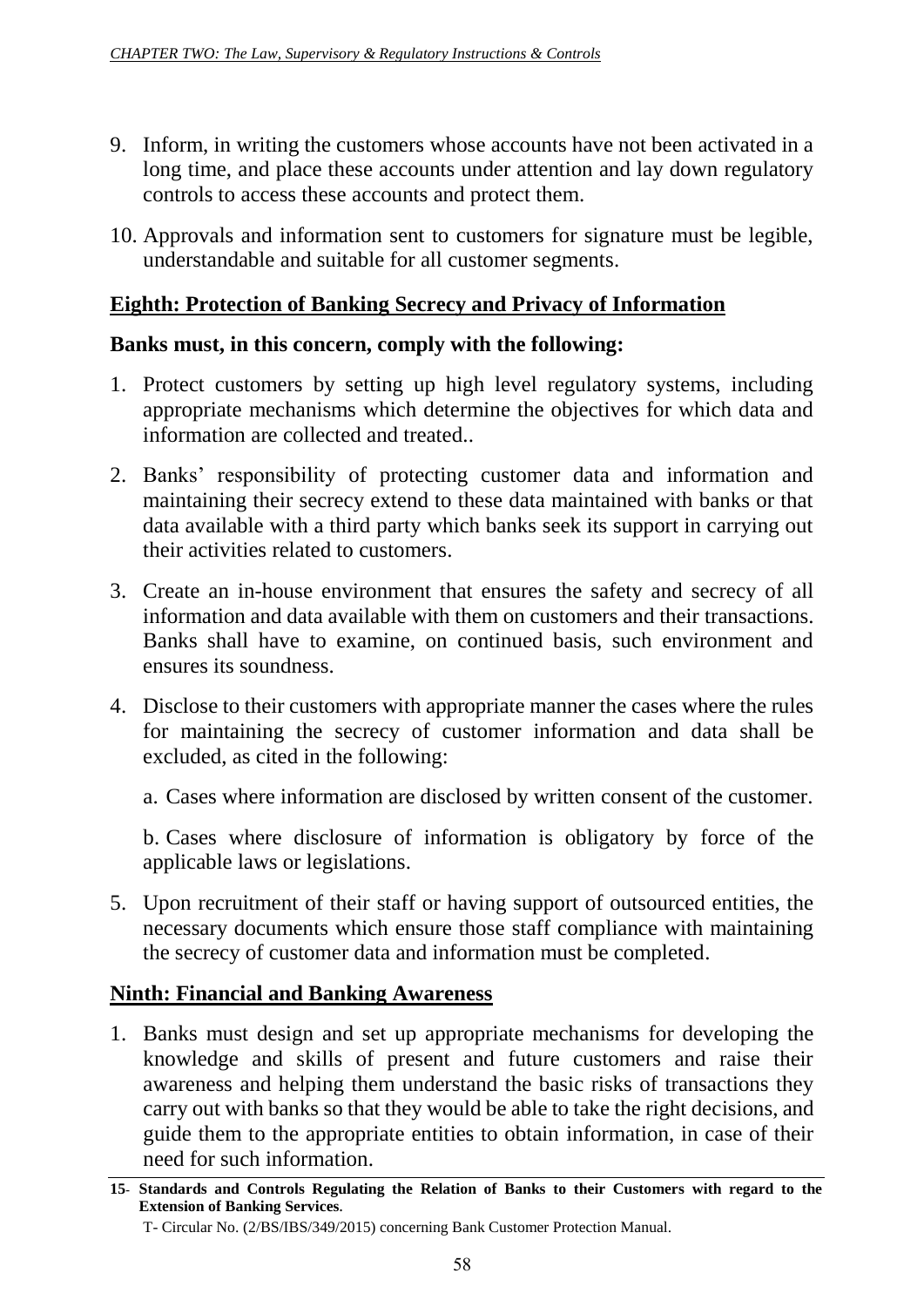9. Inform, in writing the customers whose accounts have not been activated in a long time, and place these accounts under attention and lay down regulatory controls to access these accounts and protect them.

10. Approvals and information sent to customers for signature must be legible, understandable and suitable for all customer segments.

## Eighth: Protection of Banking Secrecy and Privacy of Information

**Banks must, in this concern, comply with the following:**

1. Protect customers by setting up high level regulatory systems, including appropriate mechanisms which determine the objectives for which data and information are collected and treated..

2. Banks' responsibility of protecting customer data and information and maintaining their secrecy extend to these data maintained with banks or that data available with a third party which banks seek its support in carrying out their activities related to customers.

3. Create an in-house environment that ensures the safety and secrecy of all information and data available with them on customers and their transactions. Banks shall have to examine, on continued basis, such environment and ensures its soundness.

4. Disclose to their customers with appropriate manner the cases where the rules for maintaining the secrecy of customer information and data shall be excluded, as cited in the following:

   a. Cases where information are disclosed by written consent of the customer.

   b. Cases where disclosure of information is obligatory by force of the applicable laws or legislations.

5. Upon recruitment of their staff or having support of outsourced entities, the necessary documents which ensure those staff compliance with maintaining the secrecy of customer data and information must be completed.

## Ninth: Financial and Banking Awareness

1. Banks must design and set up appropriate mechanisms for developing the knowledge and skills of present and future customers and raise their awareness and helping them understand the basic risks of transactions they carry out with banks so that they would be able to take the right decisions, and guide them to the appropriate entities to obtain information, in case of their need for such information.

---

**15- Standards and Controls Regulating the Relation of Banks to their Customers with regard to the Extension of Banking Services.**

T- Circular No. (2/BS/IBS/349/2015) concerning Bank Customer Protection Manual.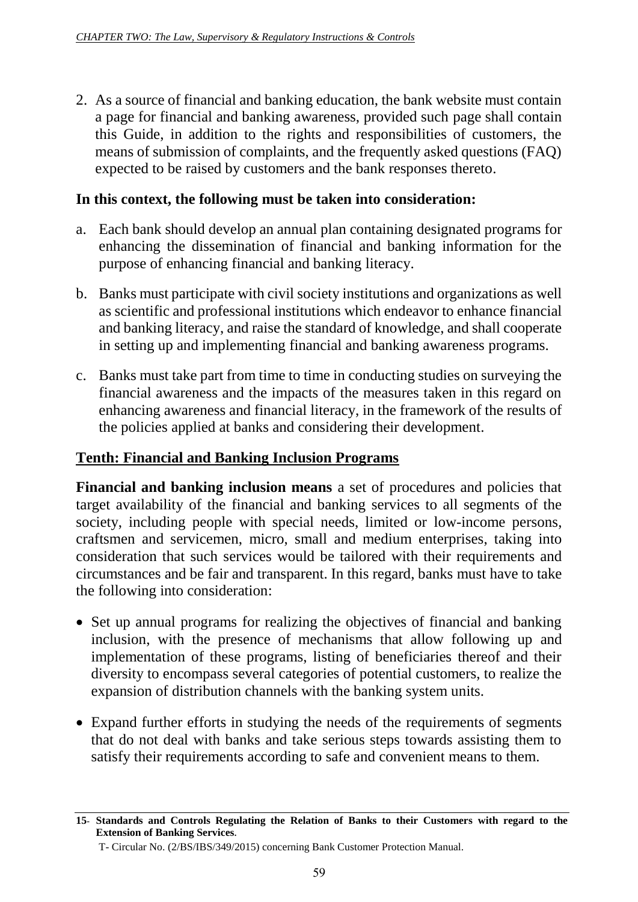2. As a source of financial and banking education, the bank website must contain a page for financial and banking awareness, provided such page shall contain this Guide, in addition to the rights and responsibilities of customers, the means of submission of complaints, and the frequently asked questions (FAQ) expected to be raised by customers and the bank responses thereto.

**In this context, the following must be taken into consideration:**

a. Each bank should develop an annual plan containing designated programs for enhancing the dissemination of financial and banking information for the purpose of enhancing financial and banking literacy.

b. Banks must participate with civil society institutions and organizations as well as scientific and professional institutions which endeavor to enhance financial and banking literacy, and raise the standard of knowledge, and shall cooperate in setting up and implementing financial and banking awareness programs.

c. Banks must take part from time to time in conducting studies on surveying the financial awareness and the impacts of the measures taken in this regard on enhancing awareness and financial literacy, in the framework of the results of the policies applied at banks and considering their development.

## Tenth: Financial and Banking Inclusion Programs

**Financial and banking inclusion means** a set of procedures and policies that target availability of the financial and banking services to all segments of the society, including people with special needs, limited or low-income persons, craftsmen and servicemen, micro, small and medium enterprises, taking into consideration that such services would be tailored with their requirements and circumstances and be fair and transparent. In this regard, banks must have to take the following into consideration:

- Set up annual programs for realizing the objectives of financial and banking inclusion, with the presence of mechanisms that allow following up and implementation of these programs, listing of beneficiaries thereof and their diversity to encompass several categories of potential customers, to realize the expansion of distribution channels with the banking system units.
- Expand further efforts in studying the needs of the requirements of segments that do not deal with banks and take serious steps towards assisting them to satisfy their requirements according to safe and convenient means to them.

---

**15- Standards and Controls Regulating the Relation of Banks to their Customers with regard to the Extension of Banking Services.**

T- Circular No. (2/BS/IBS/349/2015) concerning Bank Customer Protection Manual.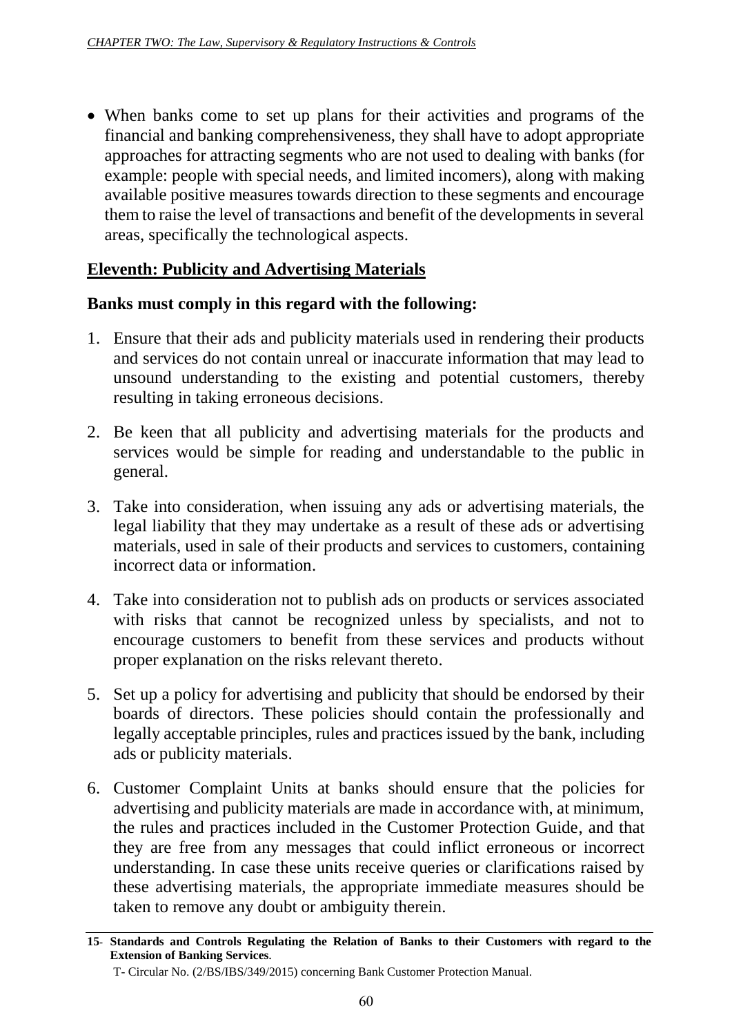- When banks come to set up plans for their activities and programs of the financial and banking comprehensiveness, they shall have to adopt appropriate approaches for attracting segments who are not used to dealing with banks (for example: people with special needs, and limited incomers), along with making available positive measures towards direction to these segments and encourage them to raise the level of transactions and benefit of the developments in several areas, specifically the technological aspects.

## Eleventh: Publicity and Advertising Materials

**Banks must comply in this regard with the following:**

1. Ensure that their ads and publicity materials used in rendering their products and services do not contain unreal or inaccurate information that may lead to unsound understanding to the existing and potential customers, thereby resulting in taking erroneous decisions.

2. Be keen that all publicity and advertising materials for the products and services would be simple for reading and understandable to the public in general.

3. Take into consideration, when issuing any ads or advertising materials, the legal liability that they may undertake as a result of these ads or advertising materials, used in sale of their products and services to customers, containing incorrect data or information.

4. Take into consideration not to publish ads on products or services associated with risks that cannot be recognized unless by specialists, and not to encourage customers to benefit from these services and products without proper explanation on the risks relevant thereto.

5. Set up a policy for advertising and publicity that should be endorsed by their boards of directors. These policies should contain the professionally and legally acceptable principles, rules and practices issued by the bank, including ads or publicity materials.

6. Customer Complaint Units at banks should ensure that the policies for advertising and publicity materials are made in accordance with, at minimum, the rules and practices included in the Customer Protection Guide, and that they are free from any messages that could inflict erroneous or incorrect understanding. In case these units receive queries or clarifications raised by these advertising materials, the appropriate immediate measures should be taken to remove any doubt or ambiguity therein.

---

**15- Standards and Controls Regulating the Relation of Banks to their Customers with regard to the Extension of Banking Services.**

T- Circular No. (2/BS/IBS/349/2015) concerning Bank Customer Protection Manual.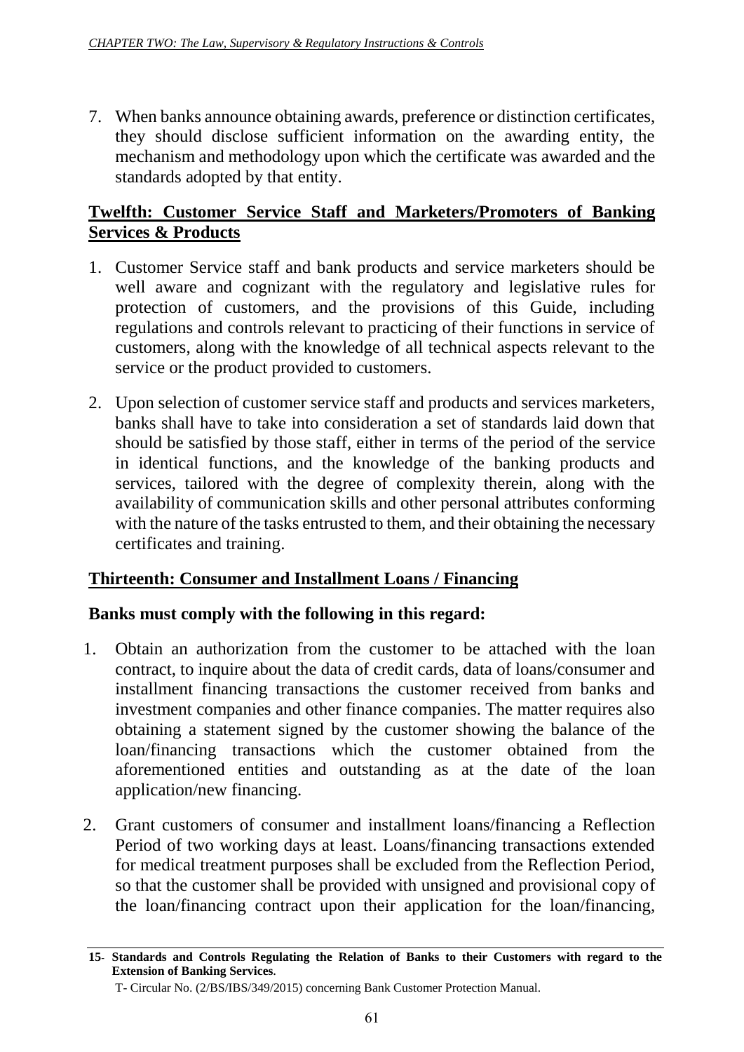7. When banks announce obtaining awards, preference or distinction certificates, they should disclose sufficient information on the awarding entity, the mechanism and methodology upon which the certificate was awarded and the standards adopted by that entity.

## Twelfth: Customer Service Staff and Marketers/Promoters of Banking Services & Products

1. Customer Service staff and bank products and service marketers should be well aware and cognizant with the regulatory and legislative rules for protection of customers, and the provisions of this Guide, including regulations and controls relevant to practicing of their functions in service of customers, along with the knowledge of all technical aspects relevant to the service or the product provided to customers.

2. Upon selection of customer service staff and products and services marketers, banks shall have to take into consideration a set of standards laid down that should be satisfied by those staff, either in terms of the period of the service in identical functions, and the knowledge of the banking products and services, tailored with the degree of complexity therein, along with the availability of communication skills and other personal attributes conforming with the nature of the tasks entrusted to them, and their obtaining the necessary certificates and training.

## Thirteenth: Consumer and Installment Loans / Financing

**Banks must comply with the following in this regard:**

1. Obtain an authorization from the customer to be attached with the loan contract, to inquire about the data of credit cards, data of loans/consumer and installment financing transactions the customer received from banks and investment companies and other finance companies. The matter requires also obtaining a statement signed by the customer showing the balance of the loan/financing transactions which the customer obtained from the aforementioned entities and outstanding as at the date of the loan application/new financing.

2. Grant customers of consumer and installment loans/financing a Reflection Period of two working days at least. Loans/financing transactions extended for medical treatment purposes shall be excluded from the Reflection Period, so that the customer shall be provided with unsigned and provisional copy of the loan/financing contract upon their application for the loan/financing,

---

**15- Standards and Controls Regulating the Relation of Banks to their Customers with regard to the Extension of Banking Services.**

T- Circular No. (2/BS/IBS/349/2015) concerning Bank Customer Protection Manual.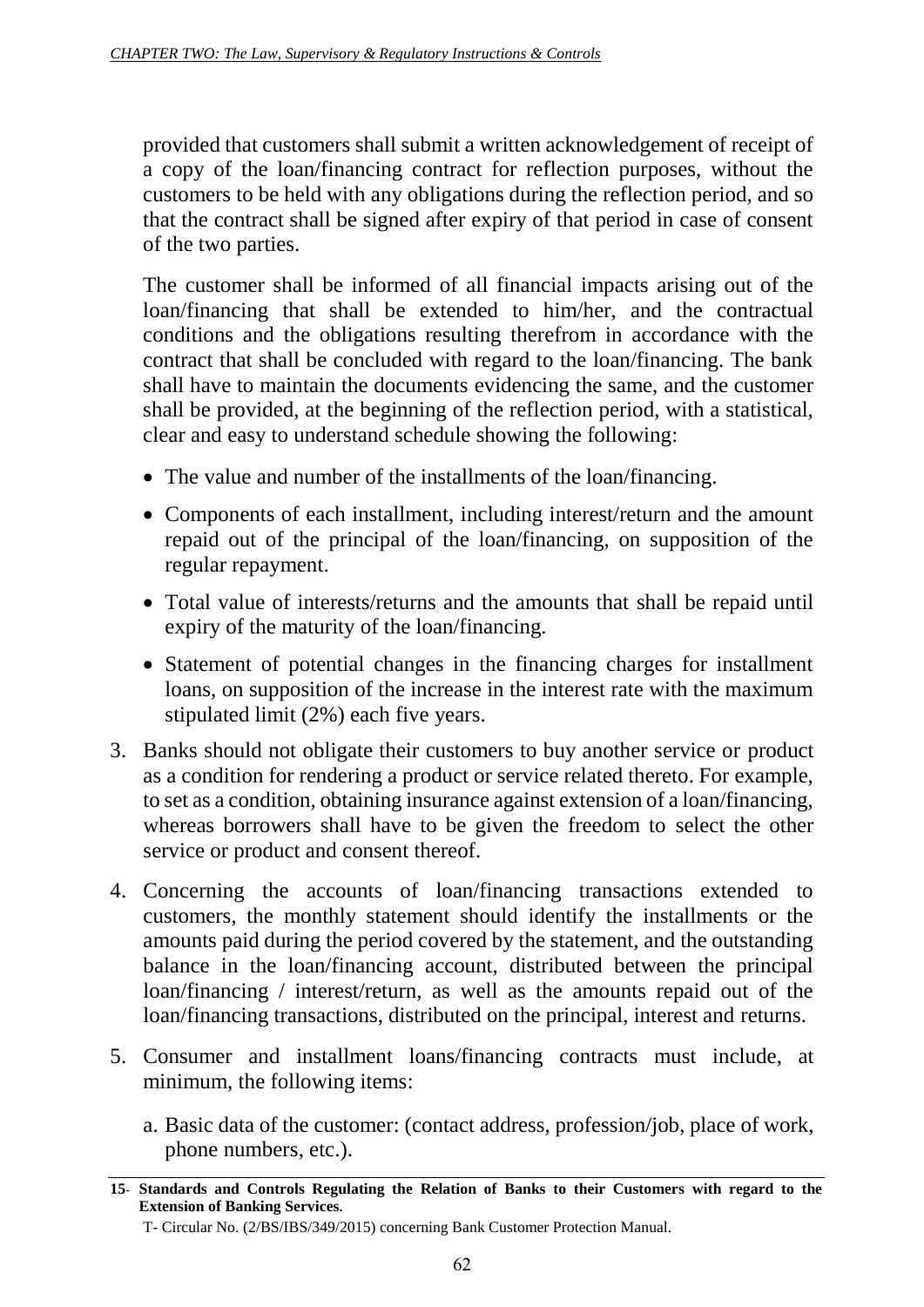provided that customers shall submit a written acknowledgement of receipt of a copy of the loan/financing contract for reflection purposes, without the customers to be held with any obligations during the reflection period, and so that the contract shall be signed after expiry of that period in case of consent of the two parties.

The customer shall be informed of all financial impacts arising out of the loan/financing that shall be extended to him/her, and the contractual conditions and the obligations resulting therefrom in accordance with the contract that shall be concluded with regard to the loan/financing. The bank shall have to maintain the documents evidencing the same, and the customer shall be provided, at the beginning of the reflection period, with a statistical, clear and easy to understand schedule showing the following:

- The value and number of the installments of the loan/financing.
- Components of each installment, including interest/return and the amount repaid out of the principal of the loan/financing, on supposition of the regular repayment.
- Total value of interests/returns and the amounts that shall be repaid until expiry of the maturity of the loan/financing.
- Statement of potential changes in the financing charges for installment loans, on supposition of the increase in the interest rate with the maximum stipulated limit (2%) each five years.

3. Banks should not obligate their customers to buy another service or product as a condition for rendering a product or service related thereto. For example, to set as a condition, obtaining insurance against extension of a loan/financing, whereas borrowers shall have to be given the freedom to select the other service or product and consent thereof.

4. Concerning the accounts of loan/financing transactions extended to customers, the monthly statement should identify the installments or the amounts paid during the period covered by the statement, and the outstanding balance in the loan/financing account, distributed between the principal loan/financing / interest/return, as well as the amounts repaid out of the loan/financing transactions, distributed on the principal, interest and returns.

5. Consumer and installment loans/financing contracts must include, at minimum, the following items:

   a. Basic data of the customer: (contact address, profession/job, place of work, phone numbers, etc.).

---

**15- Standards and Controls Regulating the Relation of Banks to their Customers with regard to the Extension of Banking Services.**

T- Circular No. (2/BS/IBS/349/2015) concerning Bank Customer Protection Manual.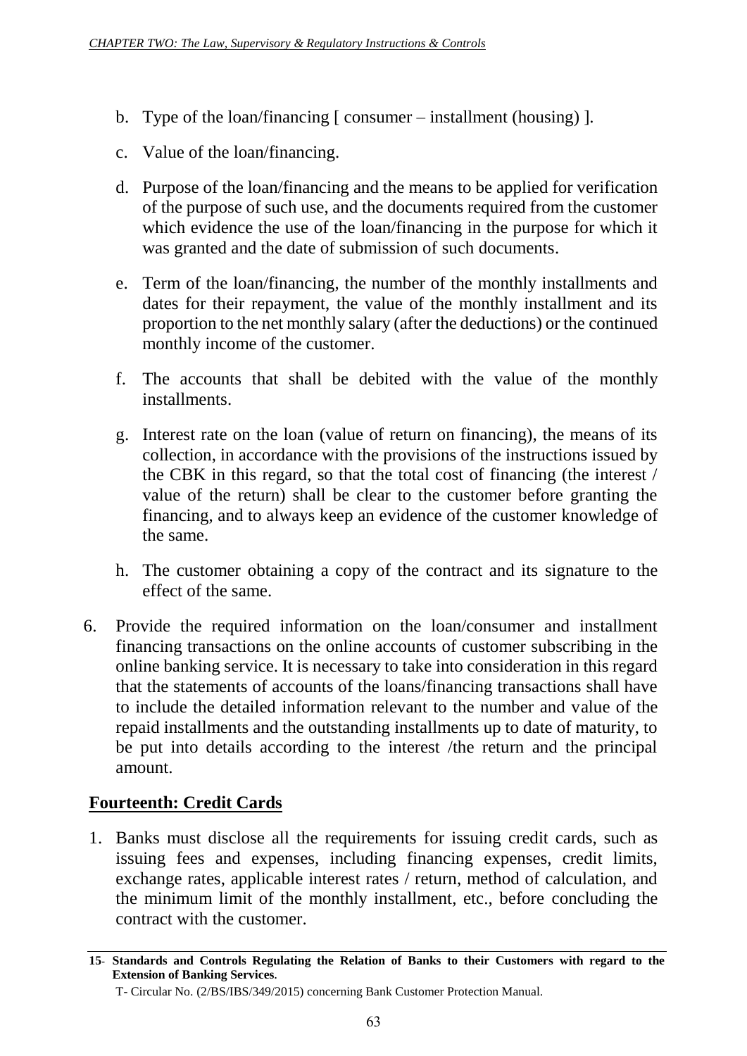b. Type of the loan/financing [ consumer – installment (housing) ].

c. Value of the loan/financing.

d. Purpose of the loan/financing and the means to be applied for verification of the purpose of such use, and the documents required from the customer which evidence the use of the loan/financing in the purpose for which it was granted and the date of submission of such documents.

e. Term of the loan/financing, the number of the monthly installments and dates for their repayment, the value of the monthly installment and its proportion to the net monthly salary (after the deductions) or the continued monthly income of the customer.

f. The accounts that shall be debited with the value of the monthly installments.

g. Interest rate on the loan (value of return on financing), the means of its collection, in accordance with the provisions of the instructions issued by the CBK in this regard, so that the total cost of financing (the interest / value of the return) shall be clear to the customer before granting the financing, and to always keep an evidence of the customer knowledge of the same.

h. The customer obtaining a copy of the contract and its signature to the effect of the same.

6. Provide the required information on the loan/consumer and installment financing transactions on the online accounts of customer subscribing in the online banking service. It is necessary to take into consideration in this regard that the statements of accounts of the loans/financing transactions shall have to include the detailed information relevant to the number and value of the repaid installments and the outstanding installments up to date of maturity, to be put into details according to the interest /the return and the principal amount.

## Fourteenth: Credit Cards

1. Banks must disclose all the requirements for issuing credit cards, such as issuing fees and expenses, including financing expenses, credit limits, exchange rates, applicable interest rates / return, method of calculation, and the minimum limit of the monthly installment, etc., before concluding the contract with the customer.

---

**15- Standards and Controls Regulating the Relation of Banks to their Customers with regard to the Extension of Banking Services.**

T- Circular No. (2/BS/IBS/349/2015) concerning Bank Customer Protection Manual.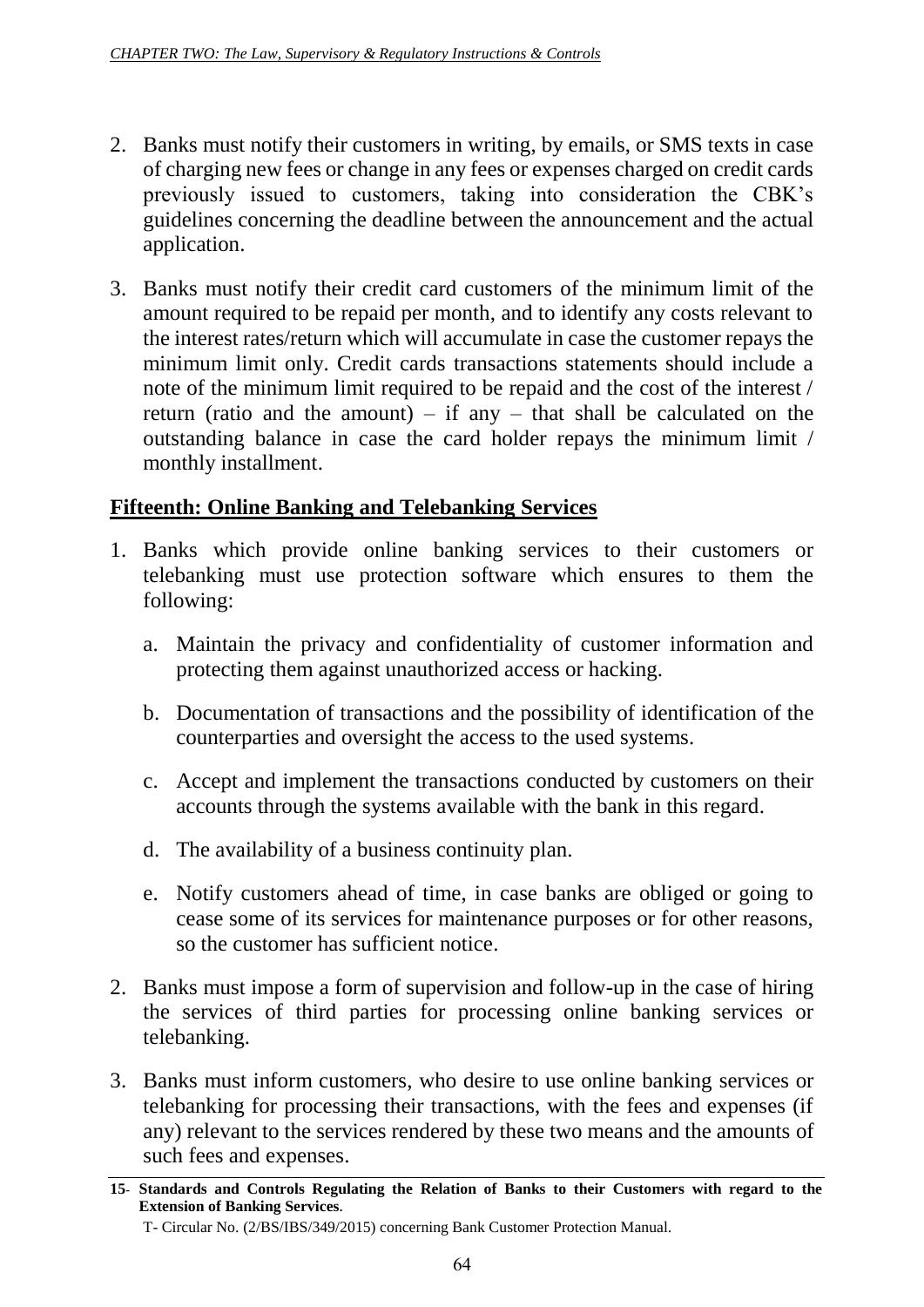2. Banks must notify their customers in writing, by emails, or SMS texts in case of charging new fees or change in any fees or expenses charged on credit cards previously issued to customers, taking into consideration the CBK's guidelines concerning the deadline between the announcement and the actual application.

3. Banks must notify their credit card customers of the minimum limit of the amount required to be repaid per month, and to identify any costs relevant to the interest rates/return which will accumulate in case the customer repays the minimum limit only. Credit cards transactions statements should include a note of the minimum limit required to be repaid and the cost of the interest / return (ratio and the amount) – if any – that shall be calculated on the outstanding balance in case the card holder repays the minimum limit / monthly installment.

## Fifteenth: Online Banking and Telebanking Services

1. Banks which provide online banking services to their customers or telebanking must use protection software which ensures to them the following:

   a. Maintain the privacy and confidentiality of customer information and protecting them against unauthorized access or hacking.

   b. Documentation of transactions and the possibility of identification of the counterparties and oversight the access to the used systems.

   c. Accept and implement the transactions conducted by customers on their accounts through the systems available with the bank in this regard.

   d. The availability of a business continuity plan.

   e. Notify customers ahead of time, in case banks are obliged or going to cease some of its services for maintenance purposes or for other reasons, so the customer has sufficient notice.

2. Banks must impose a form of supervision and follow-up in the case of hiring the services of third parties for processing online banking services or telebanking.

3. Banks must inform customers, who desire to use online banking services or telebanking for processing their transactions, with the fees and expenses (if any) relevant to the services rendered by these two means and the amounts of such fees and expenses.

---

**15- Standards and Controls Regulating the Relation of Banks to their Customers with regard to the Extension of Banking Services.**

T- Circular No. (2/BS/IBS/349/2015) concerning Bank Customer Protection Manual.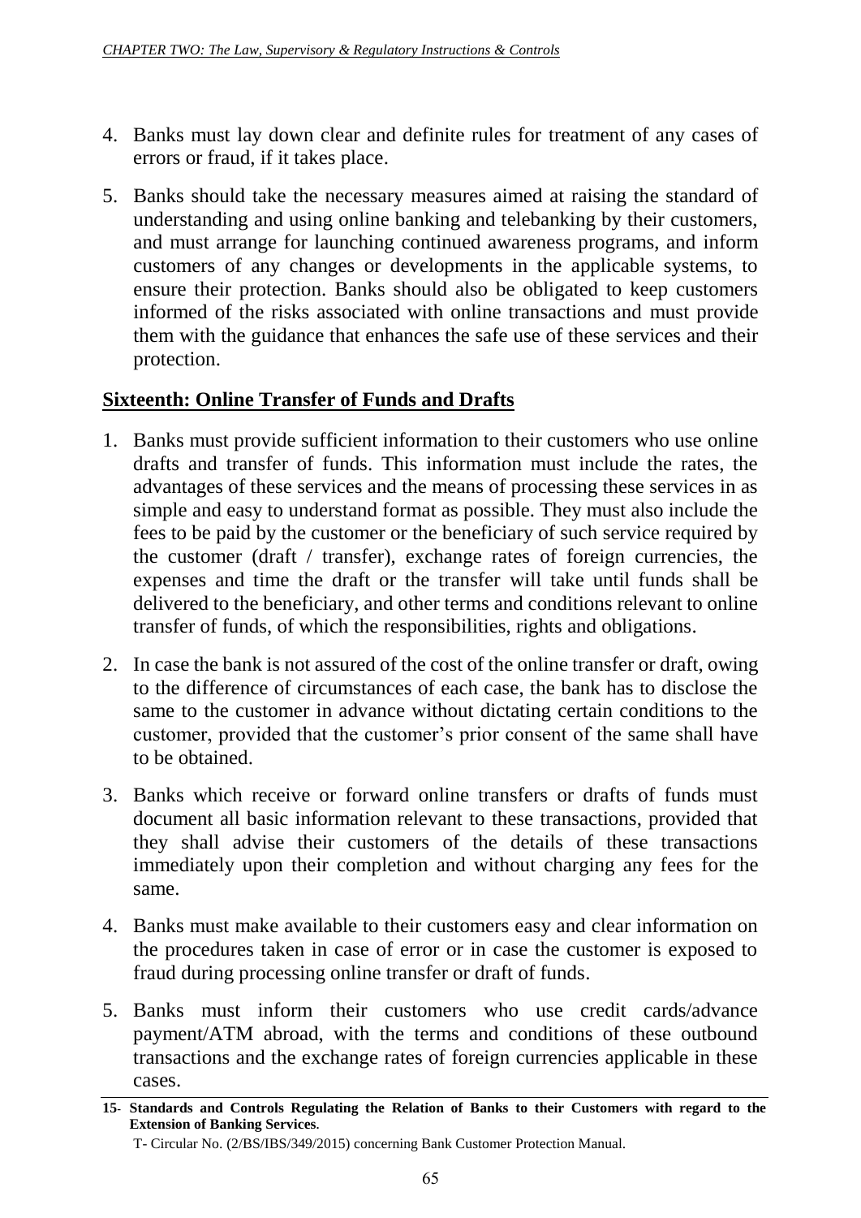4. Banks must lay down clear and definite rules for treatment of any cases of errors or fraud, if it takes place.

5. Banks should take the necessary measures aimed at raising the standard of understanding and using online banking and telebanking by their customers, and must arrange for launching continued awareness programs, and inform customers of any changes or developments in the applicable systems, to ensure their protection. Banks should also be obligated to keep customers informed of the risks associated with online transactions and must provide them with the guidance that enhances the safe use of these services and their protection.

## Sixteenth: Online Transfer of Funds and Drafts

1. Banks must provide sufficient information to their customers who use online drafts and transfer of funds. This information must include the rates, the advantages of these services and the means of processing these services in as simple and easy to understand format as possible. They must also include the fees to be paid by the customer or the beneficiary of such service required by the customer (draft / transfer), exchange rates of foreign currencies, the expenses and time the draft or the transfer will take until funds shall be delivered to the beneficiary, and other terms and conditions relevant to online transfer of funds, of which the responsibilities, rights and obligations.

2. In case the bank is not assured of the cost of the online transfer or draft, owing to the difference of circumstances of each case, the bank has to disclose the same to the customer in advance without dictating certain conditions to the customer, provided that the customer's prior consent of the same shall have to be obtained.

3. Banks which receive or forward online transfers or drafts of funds must document all basic information relevant to these transactions, provided that they shall advise their customers of the details of these transactions immediately upon their completion and without charging any fees for the same.

4. Banks must make available to their customers easy and clear information on the procedures taken in case of error or in case the customer is exposed to fraud during processing online transfer or draft of funds.

5. Banks must inform their customers who use credit cards/advance payment/ATM abroad, with the terms and conditions of these outbound transactions and the exchange rates of foreign currencies applicable in these cases.

---

**15- Standards and Controls Regulating the Relation of Banks to their Customers with regard to the Extension of Banking Services.**

T- Circular No. (2/BS/IBS/349/2015) concerning Bank Customer Protection Manual.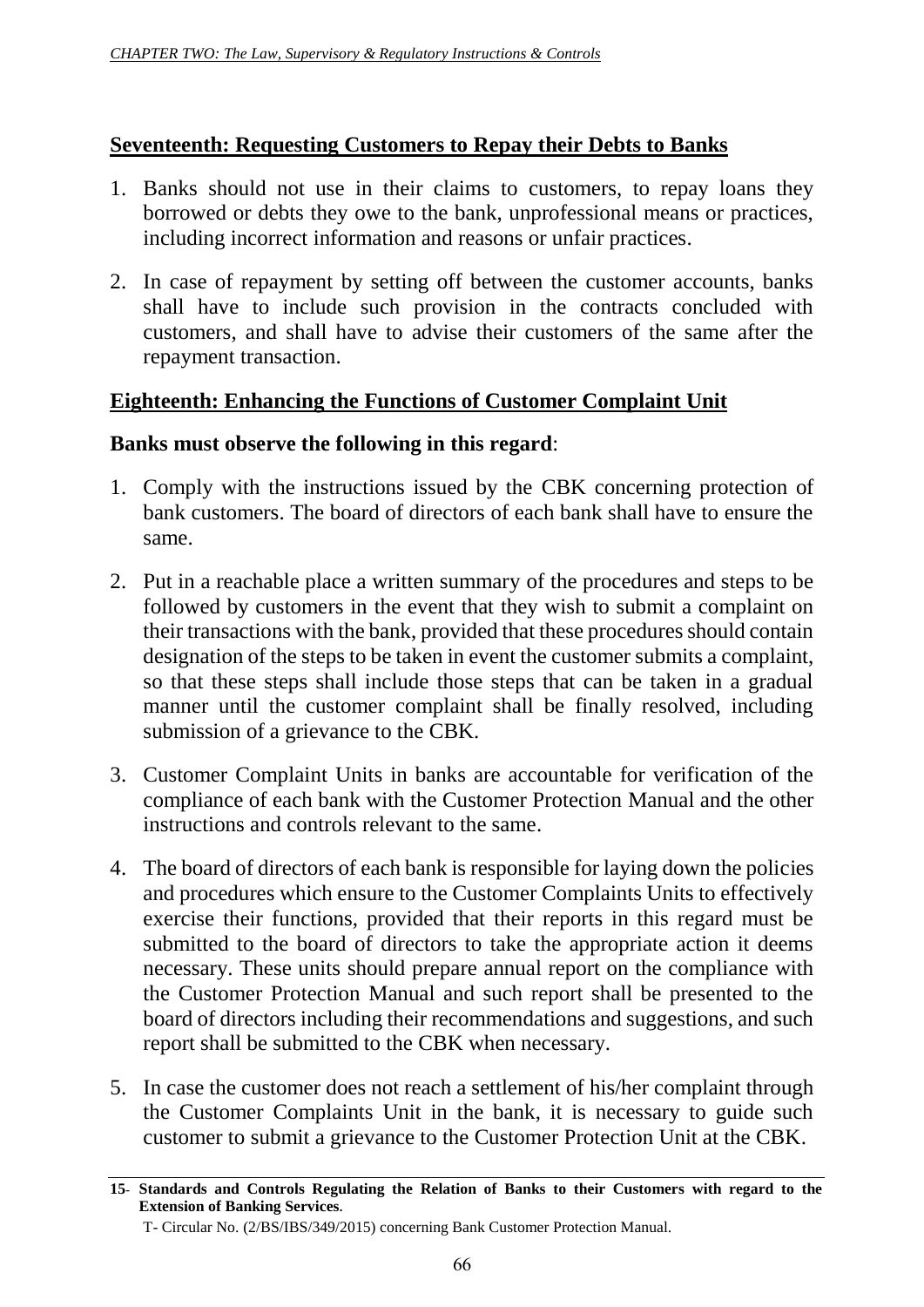## Seventeenth: Requesting Customers to Repay their Debts to Banks

1. Banks should not use in their claims to customers, to repay loans they borrowed or debts they owe to the bank, unprofessional means or practices, including incorrect information and reasons or unfair practices.

2. In case of repayment by setting off between the customer accounts, banks shall have to include such provision in the contracts concluded with customers, and shall have to advise their customers of the same after the repayment transaction.

## Eighteenth: Enhancing the Functions of Customer Complaint Unit

**Banks must observe the following in this regard**:

1. Comply with the instructions issued by the CBK concerning protection of bank customers. The board of directors of each bank shall have to ensure the same.

2. Put in a reachable place a written summary of the procedures and steps to be followed by customers in the event that they wish to submit a complaint on their transactions with the bank, provided that these procedures should contain designation of the steps to be taken in event the customer submits a complaint, so that these steps shall include those steps that can be taken in a gradual manner until the customer complaint shall be finally resolved, including submission of a grievance to the CBK.

3. Customer Complaint Units in banks are accountable for verification of the compliance of each bank with the Customer Protection Manual and the other instructions and controls relevant to the same.

4. The board of directors of each bank is responsible for laying down the policies and procedures which ensure to the Customer Complaints Units to effectively exercise their functions, provided that their reports in this regard must be submitted to the board of directors to take the appropriate action it deems necessary. These units should prepare annual report on the compliance with the Customer Protection Manual and such report shall be presented to the board of directors including their recommendations and suggestions, and such report shall be submitted to the CBK when necessary.

5. In case the customer does not reach a settlement of his/her complaint through the Customer Complaints Unit in the bank, it is necessary to guide such customer to submit a grievance to the Customer Protection Unit at the CBK.

---

**15- Standards and Controls Regulating the Relation of Banks to their Customers with regard to the Extension of Banking Services.**

T- Circular No. (2/BS/IBS/349/2015) concerning Bank Customer Protection Manual.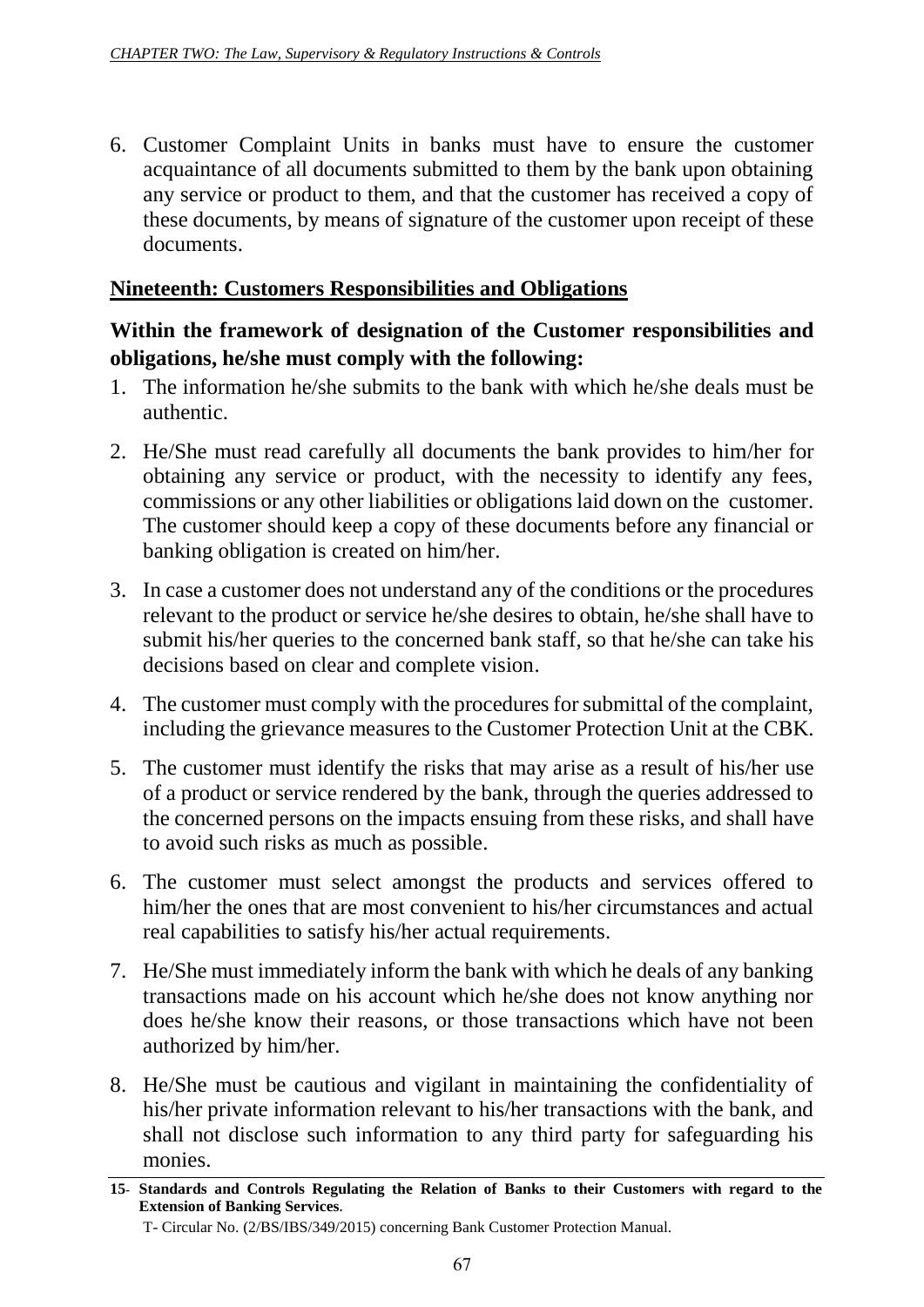6. Customer Complaint Units in banks must have to ensure the customer acquaintance of all documents submitted to them by the bank upon obtaining any service or product to them, and that the customer has received a copy of these documents, by means of signature of the customer upon receipt of these documents.

## Nineteenth: Customers Responsibilities and Obligations

**Within the framework of designation of the Customer responsibilities and obligations, he/she must comply with the following:**

1. The information he/she submits to the bank with which he/she deals must be authentic.
2. He/She must read carefully all documents the bank provides to him/her for obtaining any service or product, with the necessity to identify any fees, commissions or any other liabilities or obligations laid down on the customer. The customer should keep a copy of these documents before any financial or banking obligation is created on him/her.
3. In case a customer does not understand any of the conditions or the procedures relevant to the product or service he/she desires to obtain, he/she shall have to submit his/her queries to the concerned bank staff, so that he/she can take his decisions based on clear and complete vision.
4. The customer must comply with the procedures for submittal of the complaint, including the grievance measures to the Customer Protection Unit at the CBK.
5. The customer must identify the risks that may arise as a result of his/her use of a product or service rendered by the bank, through the queries addressed to the concerned persons on the impacts ensuing from these risks, and shall have to avoid such risks as much as possible.
6. The customer must select amongst the products and services offered to him/her the ones that are most convenient to his/her circumstances and actual real capabilities to satisfy his/her actual requirements.
7. He/She must immediately inform the bank with which he deals of any banking transactions made on his account which he/she does not know anything nor does he/she know their reasons, or those transactions which have not been authorized by him/her.
8. He/She must be cautious and vigilant in maintaining the confidentiality of his/her private information relevant to his/her transactions with the bank, and shall not disclose such information to any third party for safeguarding his monies.

---

**15- Standards and Controls Regulating the Relation of Banks to their Customers with regard to the Extension of Banking Services.**

T- Circular No. (2/BS/IBS/349/2015) concerning Bank Customer Protection Manual.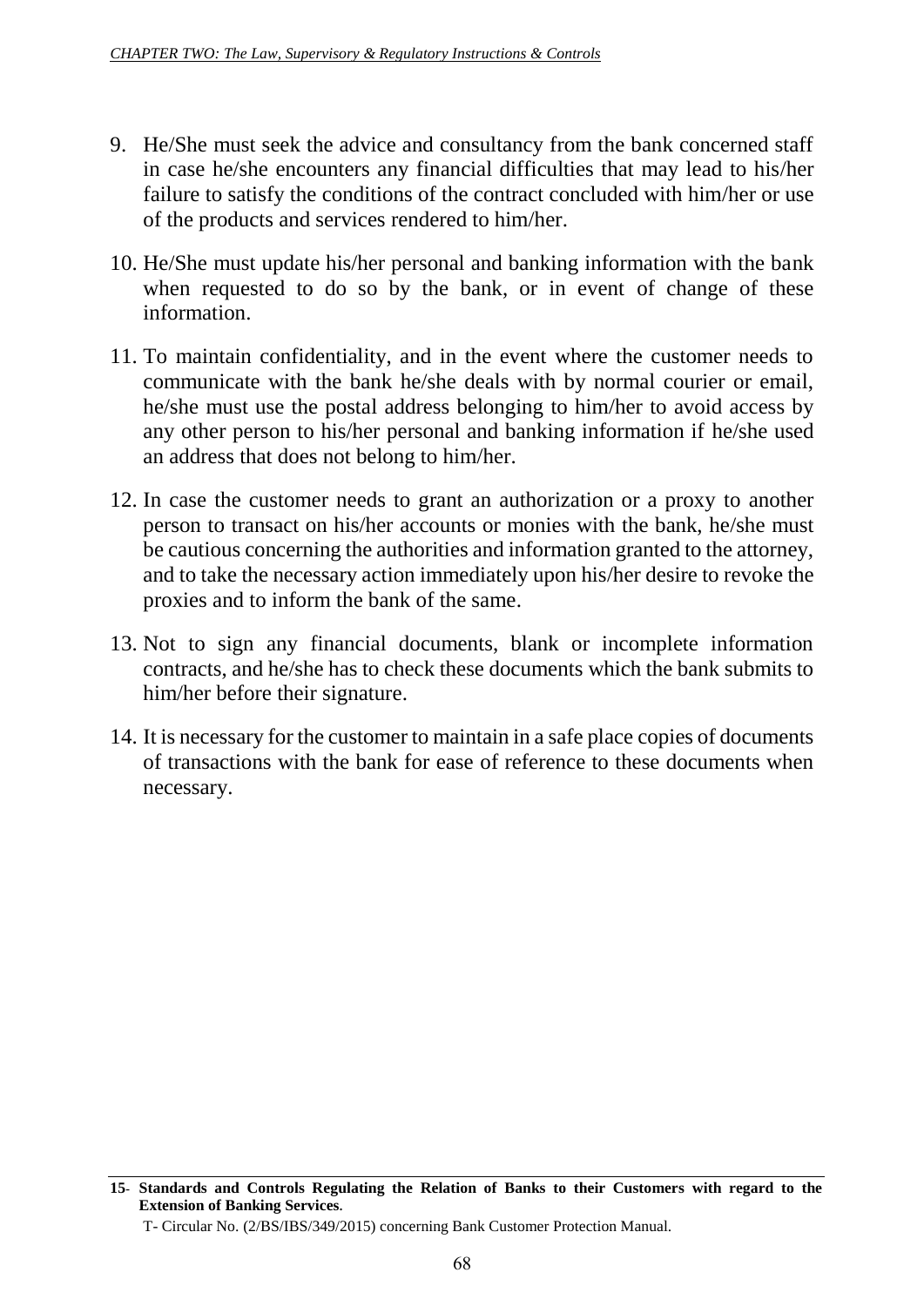9. He/She must seek the advice and consultancy from the bank concerned staff in case he/she encounters any financial difficulties that may lead to his/her failure to satisfy the conditions of the contract concluded with him/her or use of the products and services rendered to him/her.

10. He/She must update his/her personal and banking information with the bank when requested to do so by the bank, or in event of change of these information.

11. To maintain confidentiality, and in the event where the customer needs to communicate with the bank he/she deals with by normal courier or email, he/she must use the postal address belonging to him/her to avoid access by any other person to his/her personal and banking information if he/she used an address that does not belong to him/her.

12. In case the customer needs to grant an authorization or a proxy to another person to transact on his/her accounts or monies with the bank, he/she must be cautious concerning the authorities and information granted to the attorney, and to take the necessary action immediately upon his/her desire to revoke the proxies and to inform the bank of the same.

13. Not to sign any financial documents, blank or incomplete information contracts, and he/she has to check these documents which the bank submits to him/her before their signature.

14. It is necessary for the customer to maintain in a safe place copies of documents of transactions with the bank for ease of reference to these documents when necessary.

---

**15- Standards and Controls Regulating the Relation of Banks to their Customers with regard to the Extension of Banking Services.**

T- Circular No. (2/BS/IBS/349/2015) concerning Bank Customer Protection Manual.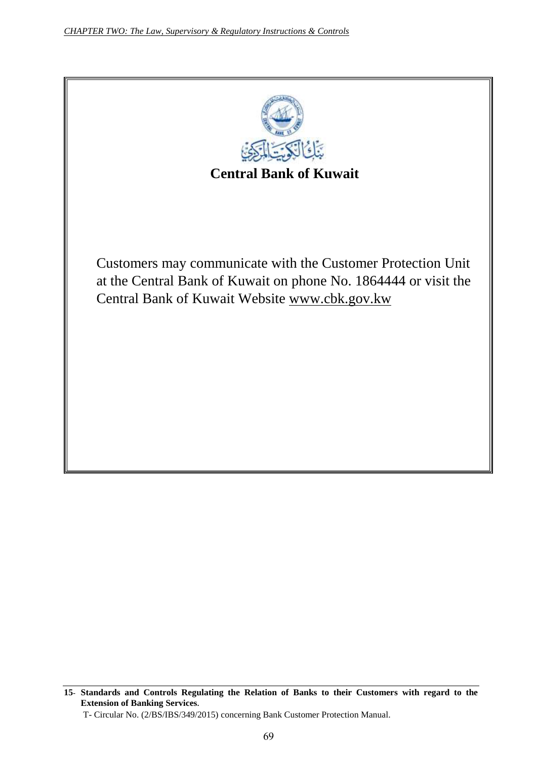**Central Bank of Kuwait**

Customers may communicate with the Customer Protection Unit at the Central Bank of Kuwait on phone No. 1864444 or visit the Central Bank of Kuwait Website www.cbk.gov.kw

---

**15- Standards and Controls Regulating the Relation of Banks to their Customers with regard to the Extension of Banking Services.**

T- Circular No. (2/BS/IBS/349/2015) concerning Bank Customer Protection Manual.